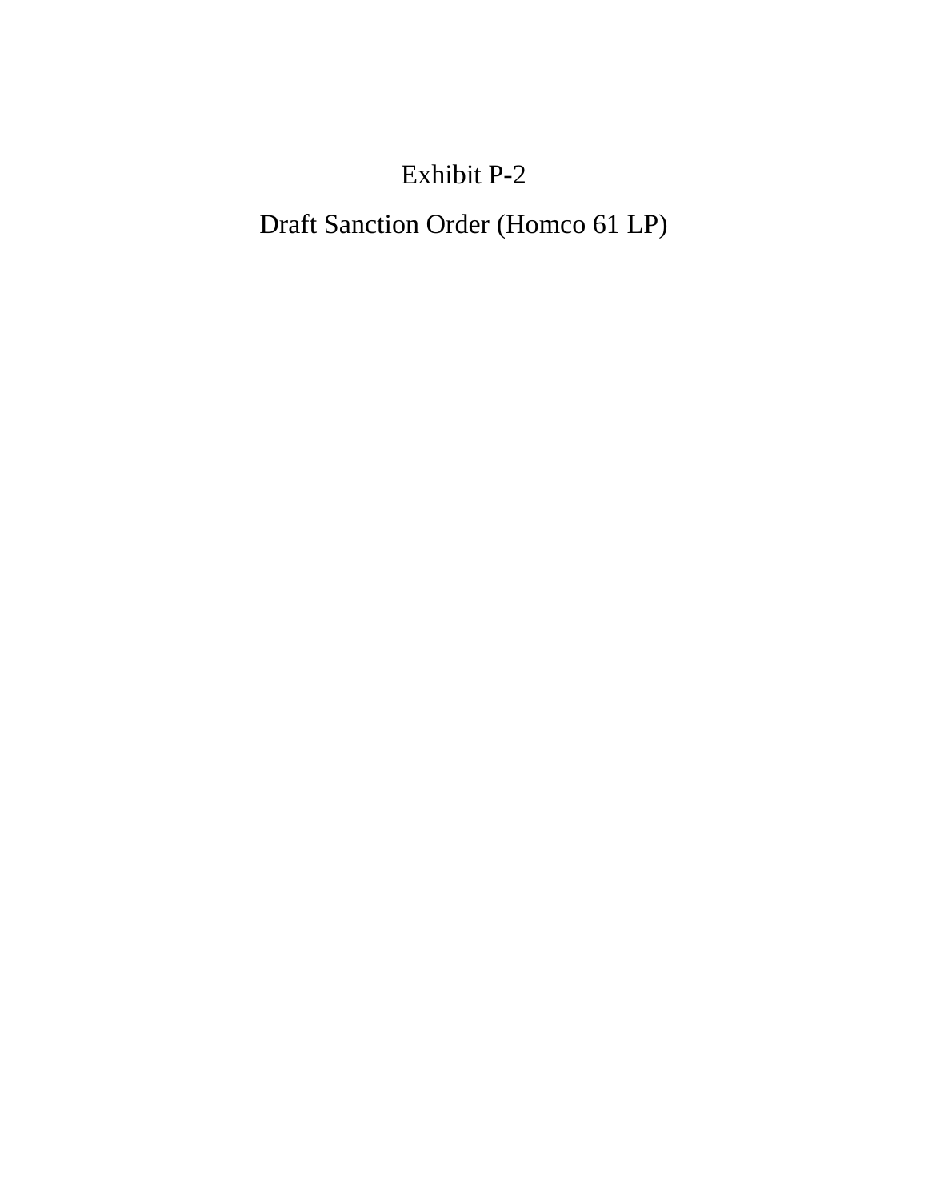# Exhibit P-2

## Draft Sanction Order (Homco 61 LP)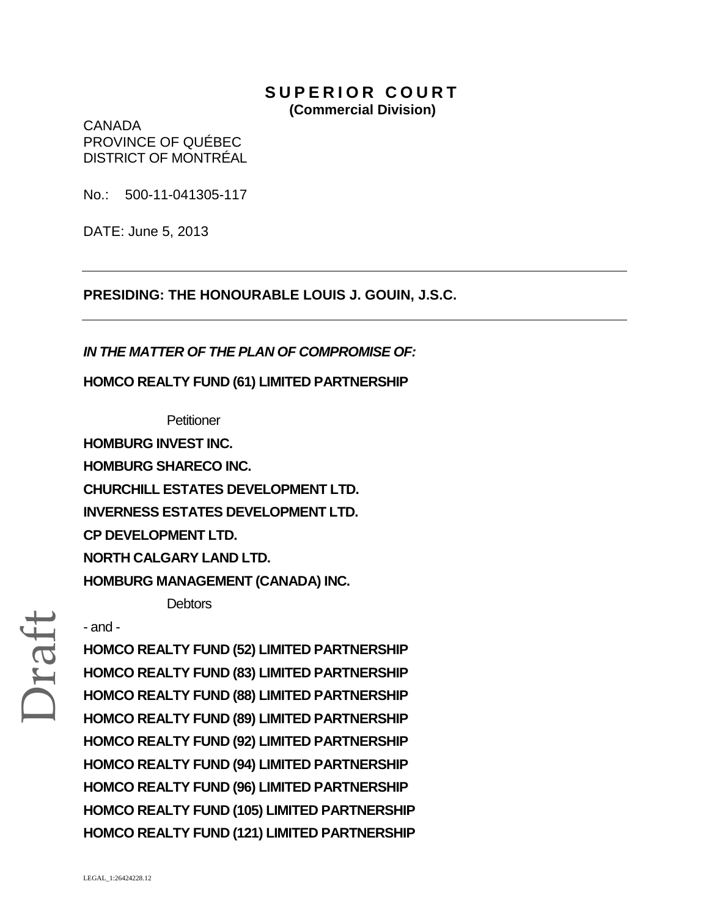# SUPERIOR COURT
**(Commercial Division)**

CANADA
PROVINCE OF QUÉBEC
DISTRICT OF MONTRÉAL

No.: 500-11-041305-117

DATE: June 5, 2013

---

**PRESIDING: THE HONOURABLE LOUIS J. GOUIN, J.S.C.**

---

***IN THE MATTER OF THE PLAN OF COMPROMISE OF:***

**HOMCO REALTY FUND (61) LIMITED PARTNERSHIP**

Petitioner

**HOMBURG INVEST INC.**

**HOMBURG SHARECO INC.**

**CHURCHILL ESTATES DEVELOPMENT LTD.**

**INVERNESS ESTATES DEVELOPMENT LTD.**

**CP DEVELOPMENT LTD.**

**NORTH CALGARY LAND LTD.**

**HOMBURG MANAGEMENT (CANADA) INC.**

Debtors

- and -

**HOMCO REALTY FUND (52) LIMITED PARTNERSHIP**

**HOMCO REALTY FUND (83) LIMITED PARTNERSHIP**

**HOMCO REALTY FUND (88) LIMITED PARTNERSHIP**

**HOMCO REALTY FUND (89) LIMITED PARTNERSHIP**

**HOMCO REALTY FUND (92) LIMITED PARTNERSHIP**

**HOMCO REALTY FUND (94) LIMITED PARTNERSHIP**

**HOMCO REALTY FUND (96) LIMITED PARTNERSHIP**

**HOMCO REALTY FUND (105) LIMITED PARTNERSHIP**

**HOMCO REALTY FUND (121) LIMITED PARTNERSHIP**

Draft

LEGAL_1:26424228.12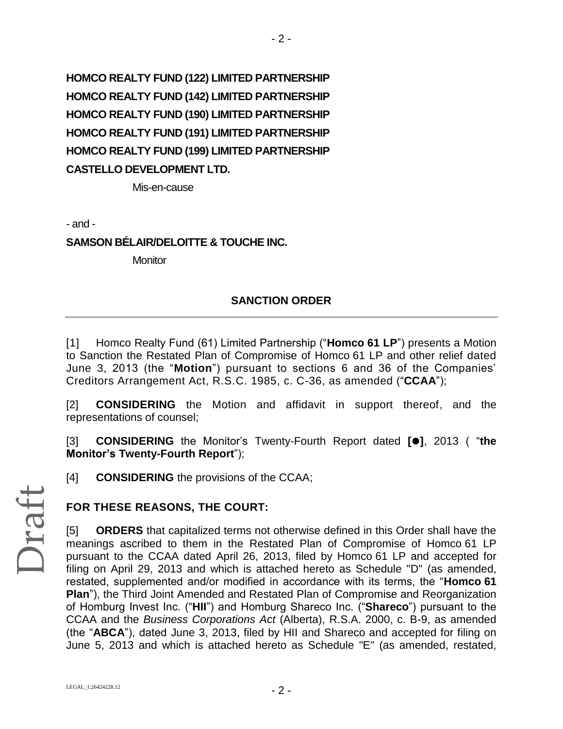**HOMCO REALTY FUND (122) LIMITED PARTNERSHIP**
**HOMCO REALTY FUND (142) LIMITED PARTNERSHIP**
**HOMCO REALTY FUND (190) LIMITED PARTNERSHIP**
**HOMCO REALTY FUND (191) LIMITED PARTNERSHIP**
**HOMCO REALTY FUND (199) LIMITED PARTNERSHIP**
**CASTELLO DEVELOPMENT LTD.**

Mis-en-cause

- and -

**SAMSON BÉLAIR/DELOITTE & TOUCHE INC.**

Monitor

## SANCTION ORDER

[1] Homco Realty Fund (61) Limited Partnership ("**Homco 61 LP**") presents a Motion to Sanction the Restated Plan of Compromise of Homco 61 LP and other relief dated June 3, 2013 (the "**Motion**") pursuant to sections 6 and 36 of the Companies' Creditors Arrangement Act, R.S.C. 1985, c. C-36, as amended ("**CCAA**");

[2] **CONSIDERING** the Motion and affidavit in support thereof, and the representations of counsel;

[3] **CONSIDERING** the Monitor's Twenty-Fourth Report dated **[●]**, 2013 ( "**the Monitor's Twenty-Fourth Report**");

[4] **CONSIDERING** the provisions of the CCAA;

**FOR THESE REASONS, THE COURT:**

[5] **ORDERS** that capitalized terms not otherwise defined in this Order shall have the meanings ascribed to them in the Restated Plan of Compromise of Homco 61 LP pursuant to the CCAA dated April 26, 2013, filed by Homco 61 LP and accepted for filing on April 29, 2013 and which is attached hereto as Schedule "D" (as amended, restated, supplemented and/or modified in accordance with its terms, the "**Homco 61 Plan**"), the Third Joint Amended and Restated Plan of Compromise and Reorganization of Homburg Invest Inc. ("**HII**") and Homburg Shareco Inc. ("**Shareco**") pursuant to the CCAA and the *Business Corporations Act* (Alberta), R.S.A. 2000, c. B-9, as amended (the "**ABCA**"), dated June 3, 2013, filed by HII and Shareco and accepted for filing on June 5, 2013 and which is attached hereto as Schedule "E" (as amended, restated,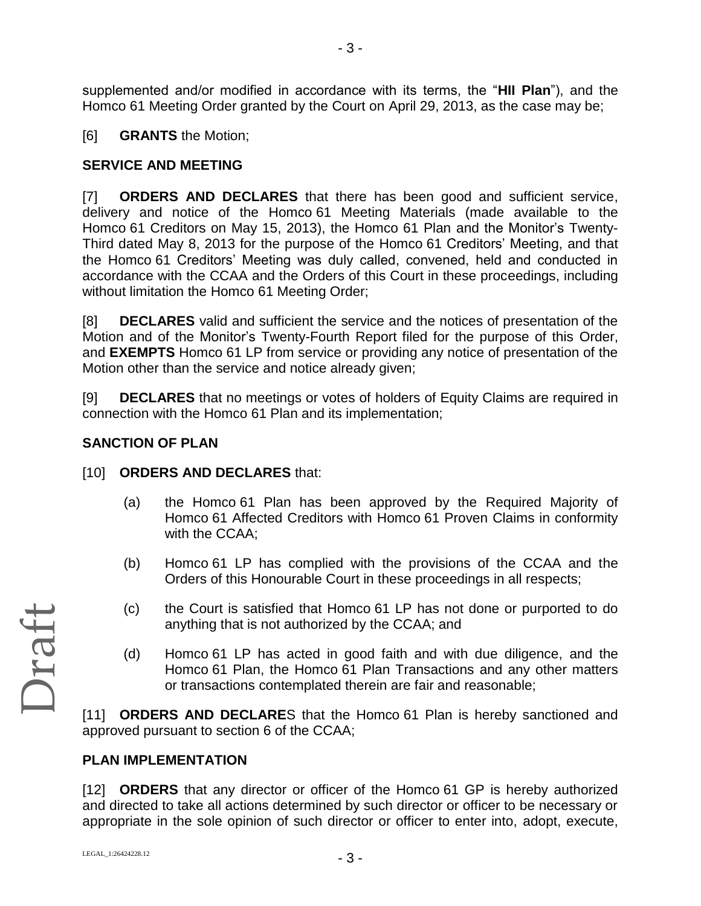supplemented and/or modified in accordance with its terms, the "**HII Plan**"), and the Homco 61 Meeting Order granted by the Court on April 29, 2013, as the case may be;

[6] **GRANTS** the Motion;

**SERVICE AND MEETING**

[7] **ORDERS AND DECLARES** that there has been good and sufficient service, delivery and notice of the Homco 61 Meeting Materials (made available to the Homco 61 Creditors on May 15, 2013), the Homco 61 Plan and the Monitor's Twenty-Third dated May 8, 2013 for the purpose of the Homco 61 Creditors' Meeting, and that the Homco 61 Creditors' Meeting was duly called, convened, held and conducted in accordance with the CCAA and the Orders of this Court in these proceedings, including without limitation the Homco 61 Meeting Order;

[8] **DECLARES** valid and sufficient the service and the notices of presentation of the Motion and of the Monitor's Twenty-Fourth Report filed for the purpose of this Order, and **EXEMPTS** Homco 61 LP from service or providing any notice of presentation of the Motion other than the service and notice already given;

[9] **DECLARES** that no meetings or votes of holders of Equity Claims are required in connection with the Homco 61 Plan and its implementation;

**SANCTION OF PLAN**

[10] **ORDERS AND DECLARES** that:

(a) the Homco 61 Plan has been approved by the Required Majority of Homco 61 Affected Creditors with Homco 61 Proven Claims in conformity with the CCAA;

(b) Homco 61 LP has complied with the provisions of the CCAA and the Orders of this Honourable Court in these proceedings in all respects;

(c) the Court is satisfied that Homco 61 LP has not done or purported to do anything that is not authorized by the CCAA; and

(d) Homco 61 LP has acted in good faith and with due diligence, and the Homco 61 Plan, the Homco 61 Plan Transactions and any other matters or transactions contemplated therein are fair and reasonable;

[11] **ORDERS AND DECLARE**S that the Homco 61 Plan is hereby sanctioned and approved pursuant to section 6 of the CCAA;

**PLAN IMPLEMENTATION**

[12] **ORDERS** that any director or officer of the Homco 61 GP is hereby authorized and directed to take all actions determined by such director or officer to be necessary or appropriate in the sole opinion of such director or officer to enter into, adopt, execute,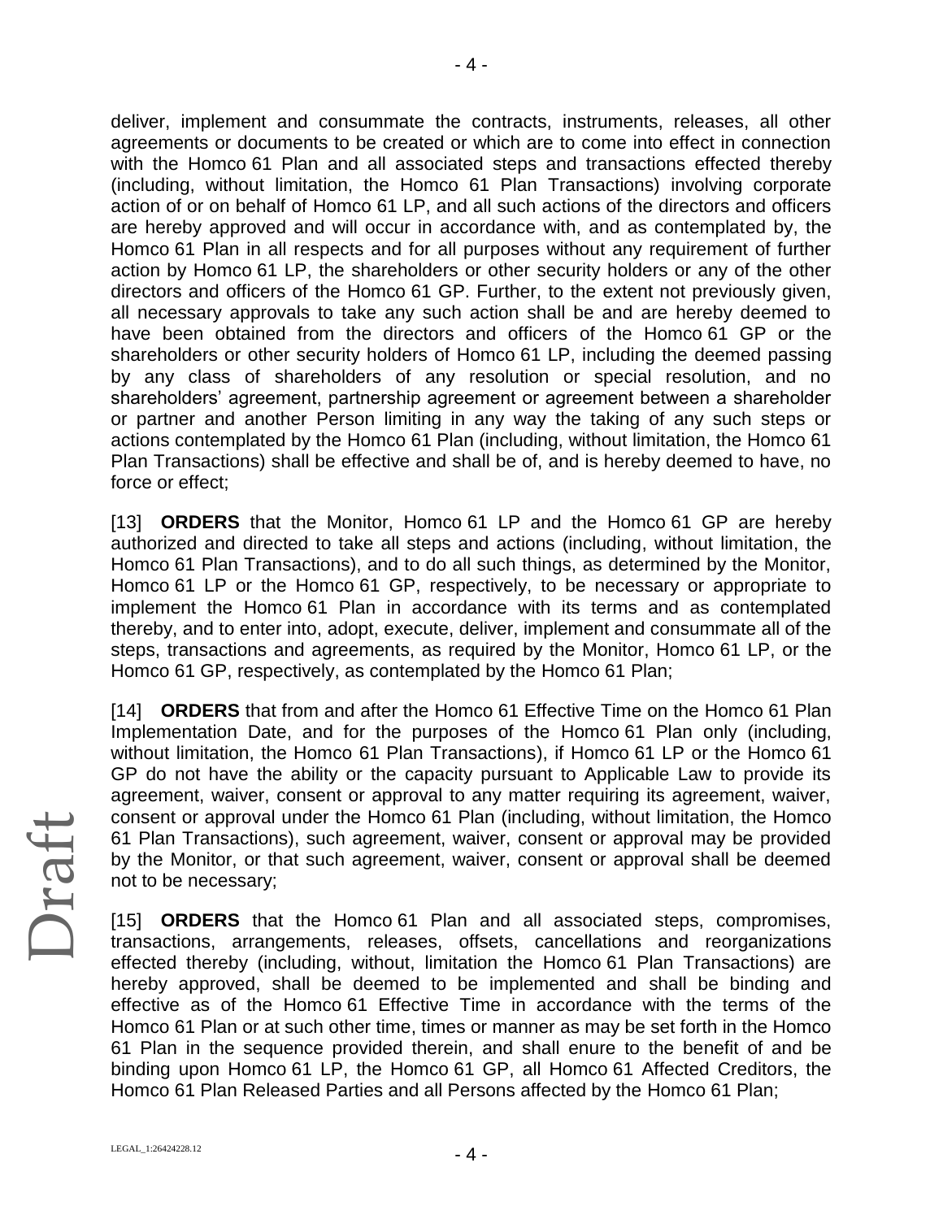deliver, implement and consummate the contracts, instruments, releases, all other agreements or documents to be created or which are to come into effect in connection with the Homco 61 Plan and all associated steps and transactions effected thereby (including, without limitation, the Homco 61 Plan Transactions) involving corporate action of or on behalf of Homco 61 LP, and all such actions of the directors and officers are hereby approved and will occur in accordance with, and as contemplated by, the Homco 61 Plan in all respects and for all purposes without any requirement of further action by Homco 61 LP, the shareholders or other security holders or any of the other directors and officers of the Homco 61 GP. Further, to the extent not previously given, all necessary approvals to take any such action shall be and are hereby deemed to have been obtained from the directors and officers of the Homco 61 GP or the shareholders or other security holders of Homco 61 LP, including the deemed passing by any class of shareholders of any resolution or special resolution, and no shareholders' agreement, partnership agreement or agreement between a shareholder or partner and another Person limiting in any way the taking of any such steps or actions contemplated by the Homco 61 Plan (including, without limitation, the Homco 61 Plan Transactions) shall be effective and shall be of, and is hereby deemed to have, no force or effect;

[13] **ORDERS** that the Monitor, Homco 61 LP and the Homco 61 GP are hereby authorized and directed to take all steps and actions (including, without limitation, the Homco 61 Plan Transactions), and to do all such things, as determined by the Monitor, Homco 61 LP or the Homco 61 GP, respectively, to be necessary or appropriate to implement the Homco 61 Plan in accordance with its terms and as contemplated thereby, and to enter into, adopt, execute, deliver, implement and consummate all of the steps, transactions and agreements, as required by the Monitor, Homco 61 LP, or the Homco 61 GP, respectively, as contemplated by the Homco 61 Plan;

[14] **ORDERS** that from and after the Homco 61 Effective Time on the Homco 61 Plan Implementation Date, and for the purposes of the Homco 61 Plan only (including, without limitation, the Homco 61 Plan Transactions), if Homco 61 LP or the Homco 61 GP do not have the ability or the capacity pursuant to Applicable Law to provide its agreement, waiver, consent or approval to any matter requiring its agreement, waiver, consent or approval under the Homco 61 Plan (including, without limitation, the Homco 61 Plan Transactions), such agreement, waiver, consent or approval may be provided by the Monitor, or that such agreement, waiver, consent or approval shall be deemed not to be necessary;

[15] **ORDERS** that the Homco 61 Plan and all associated steps, compromises, transactions, arrangements, releases, offsets, cancellations and reorganizations effected thereby (including, without, limitation the Homco 61 Plan Transactions) are hereby approved, shall be deemed to be implemented and shall be binding and effective as of the Homco 61 Effective Time in accordance with the terms of the Homco 61 Plan or at such other time, times or manner as may be set forth in the Homco 61 Plan in the sequence provided therein, and shall enure to the benefit of and be binding upon Homco 61 LP, the Homco 61 GP, all Homco 61 Affected Creditors, the Homco 61 Plan Released Parties and all Persons affected by the Homco 61 Plan;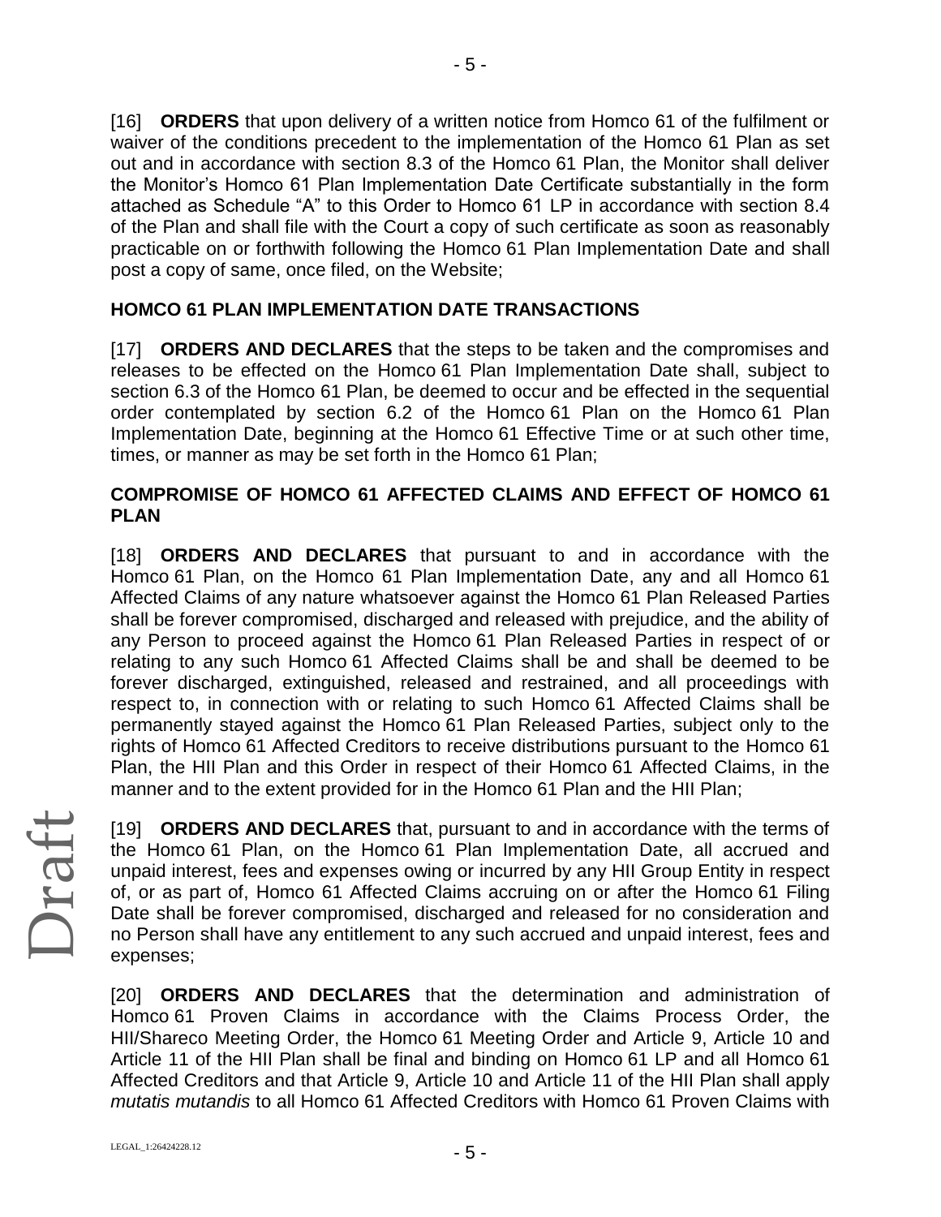[16] **ORDERS** that upon delivery of a written notice from Homco 61 of the fulfilment or waiver of the conditions precedent to the implementation of the Homco 61 Plan as set out and in accordance with section 8.3 of the Homco 61 Plan, the Monitor shall deliver the Monitor's Homco 61 Plan Implementation Date Certificate substantially in the form attached as Schedule "A" to this Order to Homco 61 LP in accordance with section 8.4 of the Plan and shall file with the Court a copy of such certificate as soon as reasonably practicable on or forthwith following the Homco 61 Plan Implementation Date and shall post a copy of same, once filed, on the Website;

## HOMCO 61 PLAN IMPLEMENTATION DATE TRANSACTIONS

[17] **ORDERS AND DECLARES** that the steps to be taken and the compromises and releases to be effected on the Homco 61 Plan Implementation Date shall, subject to section 6.3 of the Homco 61 Plan, be deemed to occur and be effected in the sequential order contemplated by section 6.2 of the Homco 61 Plan on the Homco 61 Plan Implementation Date, beginning at the Homco 61 Effective Time or at such other time, times, or manner as may be set forth in the Homco 61 Plan;

## COMPROMISE OF HOMCO 61 AFFECTED CLAIMS AND EFFECT OF HOMCO 61 PLAN

[18] **ORDERS AND DECLARES** that pursuant to and in accordance with the Homco 61 Plan, on the Homco 61 Plan Implementation Date, any and all Homco 61 Affected Claims of any nature whatsoever against the Homco 61 Plan Released Parties shall be forever compromised, discharged and released with prejudice, and the ability of any Person to proceed against the Homco 61 Plan Released Parties in respect of or relating to any such Homco 61 Affected Claims shall be and shall be deemed to be forever discharged, extinguished, released and restrained, and all proceedings with respect to, in connection with or relating to such Homco 61 Affected Claims shall be permanently stayed against the Homco 61 Plan Released Parties, subject only to the rights of Homco 61 Affected Creditors to receive distributions pursuant to the Homco 61 Plan, the HII Plan and this Order in respect of their Homco 61 Affected Claims, in the manner and to the extent provided for in the Homco 61 Plan and the HII Plan;

[19] **ORDERS AND DECLARES** that, pursuant to and in accordance with the terms of the Homco 61 Plan, on the Homco 61 Plan Implementation Date, all accrued and unpaid interest, fees and expenses owing or incurred by any HII Group Entity in respect of, or as part of, Homco 61 Affected Claims accruing on or after the Homco 61 Filing Date shall be forever compromised, discharged and released for no consideration and no Person shall have any entitlement to any such accrued and unpaid interest, fees and expenses;

[20] **ORDERS AND DECLARES** that the determination and administration of Homco 61 Proven Claims in accordance with the Claims Process Order, the HII/Shareco Meeting Order, the Homco 61 Meeting Order and Article 9, Article 10 and Article 11 of the HII Plan shall be final and binding on Homco 61 LP and all Homco 61 Affected Creditors and that Article 9, Article 10 and Article 11 of the HII Plan shall apply *mutatis mutandis* to all Homco 61 Affected Creditors with Homco 61 Proven Claims with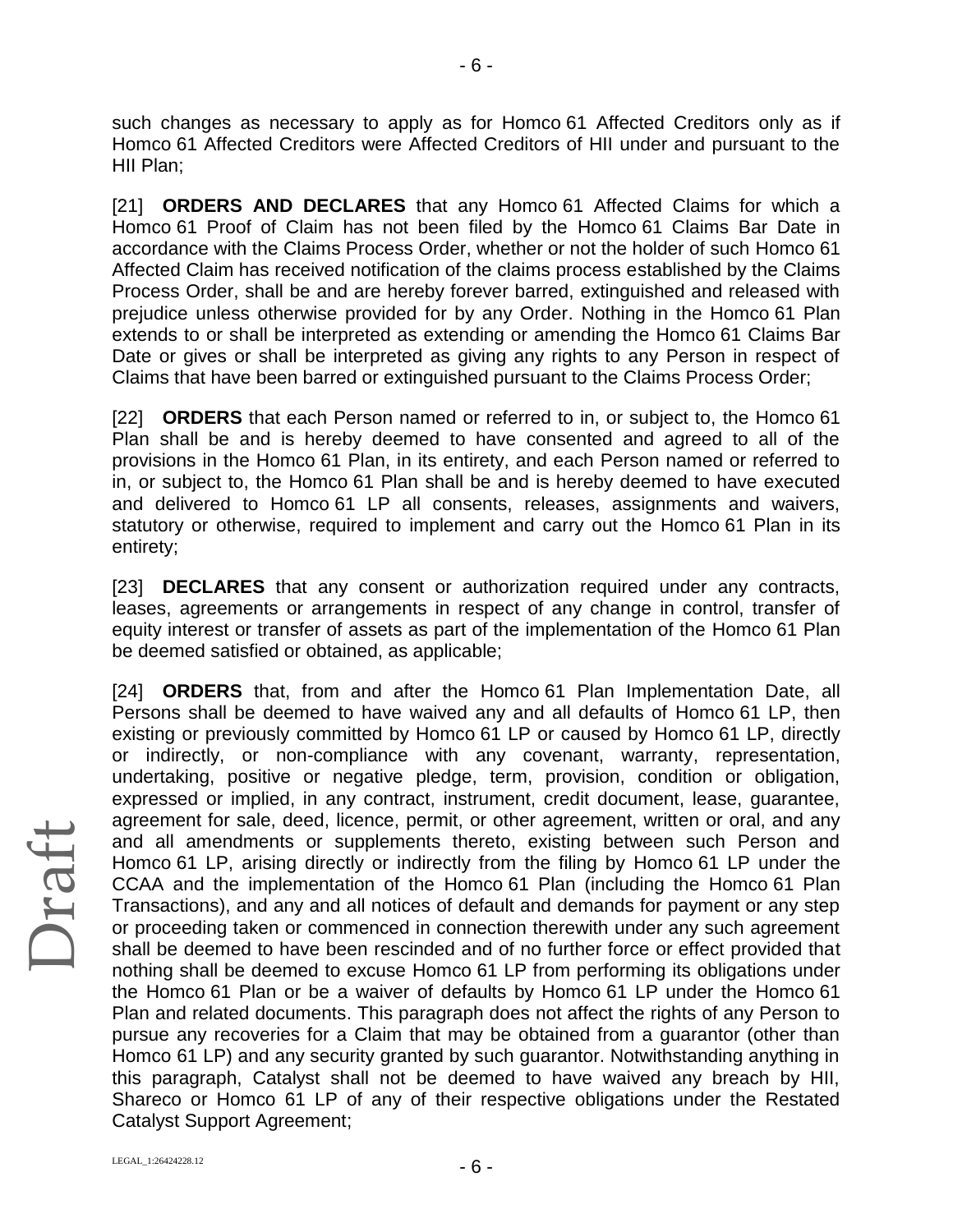such changes as necessary to apply as for Homco 61 Affected Creditors only as if Homco 61 Affected Creditors were Affected Creditors of HII under and pursuant to the HII Plan;

[21] **ORDERS AND DECLARES** that any Homco 61 Affected Claims for which a Homco 61 Proof of Claim has not been filed by the Homco 61 Claims Bar Date in accordance with the Claims Process Order, whether or not the holder of such Homco 61 Affected Claim has received notification of the claims process established by the Claims Process Order, shall be and are hereby forever barred, extinguished and released with prejudice unless otherwise provided for by any Order. Nothing in the Homco 61 Plan extends to or shall be interpreted as extending or amending the Homco 61 Claims Bar Date or gives or shall be interpreted as giving any rights to any Person in respect of Claims that have been barred or extinguished pursuant to the Claims Process Order;

[22] **ORDERS** that each Person named or referred to in, or subject to, the Homco 61 Plan shall be and is hereby deemed to have consented and agreed to all of the provisions in the Homco 61 Plan, in its entirety, and each Person named or referred to in, or subject to, the Homco 61 Plan shall be and is hereby deemed to have executed and delivered to Homco 61 LP all consents, releases, assignments and waivers, statutory or otherwise, required to implement and carry out the Homco 61 Plan in its entirety;

[23] **DECLARES** that any consent or authorization required under any contracts, leases, agreements or arrangements in respect of any change in control, transfer of equity interest or transfer of assets as part of the implementation of the Homco 61 Plan be deemed satisfied or obtained, as applicable;

[24] **ORDERS** that, from and after the Homco 61 Plan Implementation Date, all Persons shall be deemed to have waived any and all defaults of Homco 61 LP, then existing or previously committed by Homco 61 LP or caused by Homco 61 LP, directly or indirectly, or non-compliance with any covenant, warranty, representation, undertaking, positive or negative pledge, term, provision, condition or obligation, expressed or implied, in any contract, instrument, credit document, lease, guarantee, agreement for sale, deed, licence, permit, or other agreement, written or oral, and any and all amendments or supplements thereto, existing between such Person and Homco 61 LP, arising directly or indirectly from the filing by Homco 61 LP under the CCAA and the implementation of the Homco 61 Plan (including the Homco 61 Plan Transactions), and any and all notices of default and demands for payment or any step or proceeding taken or commenced in connection therewith under any such agreement shall be deemed to have been rescinded and of no further force or effect provided that nothing shall be deemed to excuse Homco 61 LP from performing its obligations under the Homco 61 Plan or be a waiver of defaults by Homco 61 LP under the Homco 61 Plan and related documents. This paragraph does not affect the rights of any Person to pursue any recoveries for a Claim that may be obtained from a guarantor (other than Homco 61 LP) and any security granted by such guarantor. Notwithstanding anything in this paragraph, Catalyst shall not be deemed to have waived any breach by HII, Shareco or Homco 61 LP of any of their respective obligations under the Restated Catalyst Support Agreement;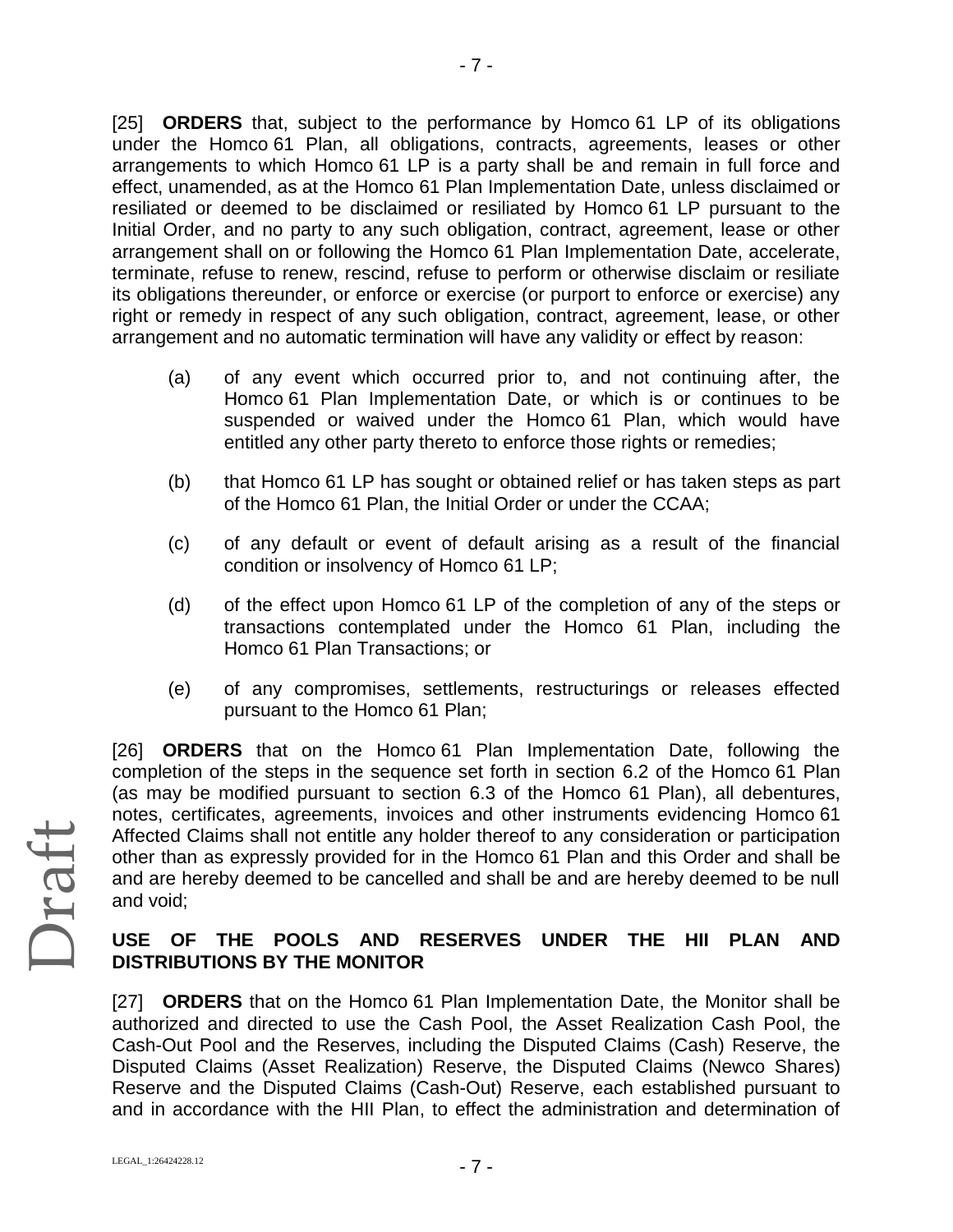[25] **ORDERS** that, subject to the performance by Homco 61 LP of its obligations under the Homco 61 Plan, all obligations, contracts, agreements, leases or other arrangements to which Homco 61 LP is a party shall be and remain in full force and effect, unamended, as at the Homco 61 Plan Implementation Date, unless disclaimed or resiliated or deemed to be disclaimed or resiliated by Homco 61 LP pursuant to the Initial Order, and no party to any such obligation, contract, agreement, lease or other arrangement shall on or following the Homco 61 Plan Implementation Date, accelerate, terminate, refuse to renew, rescind, refuse to perform or otherwise disclaim or resiliate its obligations thereunder, or enforce or exercise (or purport to enforce or exercise) any right or remedy in respect of any such obligation, contract, agreement, lease, or other arrangement and no automatic termination will have any validity or effect by reason:

(a) of any event which occurred prior to, and not continuing after, the Homco 61 Plan Implementation Date, or which is or continues to be suspended or waived under the Homco 61 Plan, which would have entitled any other party thereto to enforce those rights or remedies;

(b) that Homco 61 LP has sought or obtained relief or has taken steps as part of the Homco 61 Plan, the Initial Order or under the CCAA;

(c) of any default or event of default arising as a result of the financial condition or insolvency of Homco 61 LP;

(d) of the effect upon Homco 61 LP of the completion of any of the steps or transactions contemplated under the Homco 61 Plan, including the Homco 61 Plan Transactions; or

(e) of any compromises, settlements, restructurings or releases effected pursuant to the Homco 61 Plan;

[26] **ORDERS** that on the Homco 61 Plan Implementation Date, following the completion of the steps in the sequence set forth in section 6.2 of the Homco 61 Plan (as may be modified pursuant to section 6.3 of the Homco 61 Plan), all debentures, notes, certificates, agreements, invoices and other instruments evidencing Homco 61 Affected Claims shall not entitle any holder thereof to any consideration or participation other than as expressly provided for in the Homco 61 Plan and this Order and shall be and are hereby deemed to be cancelled and shall be and are hereby deemed to be null and void;

**USE OF THE POOLS AND RESERVES UNDER THE HII PLAN AND DISTRIBUTIONS BY THE MONITOR**

[27] **ORDERS** that on the Homco 61 Plan Implementation Date, the Monitor shall be authorized and directed to use the Cash Pool, the Asset Realization Cash Pool, the Cash-Out Pool and the Reserves, including the Disputed Claims (Cash) Reserve, the Disputed Claims (Asset Realization) Reserve, the Disputed Claims (Newco Shares) Reserve and the Disputed Claims (Cash-Out) Reserve, each established pursuant to and in accordance with the HII Plan, to effect the administration and determination of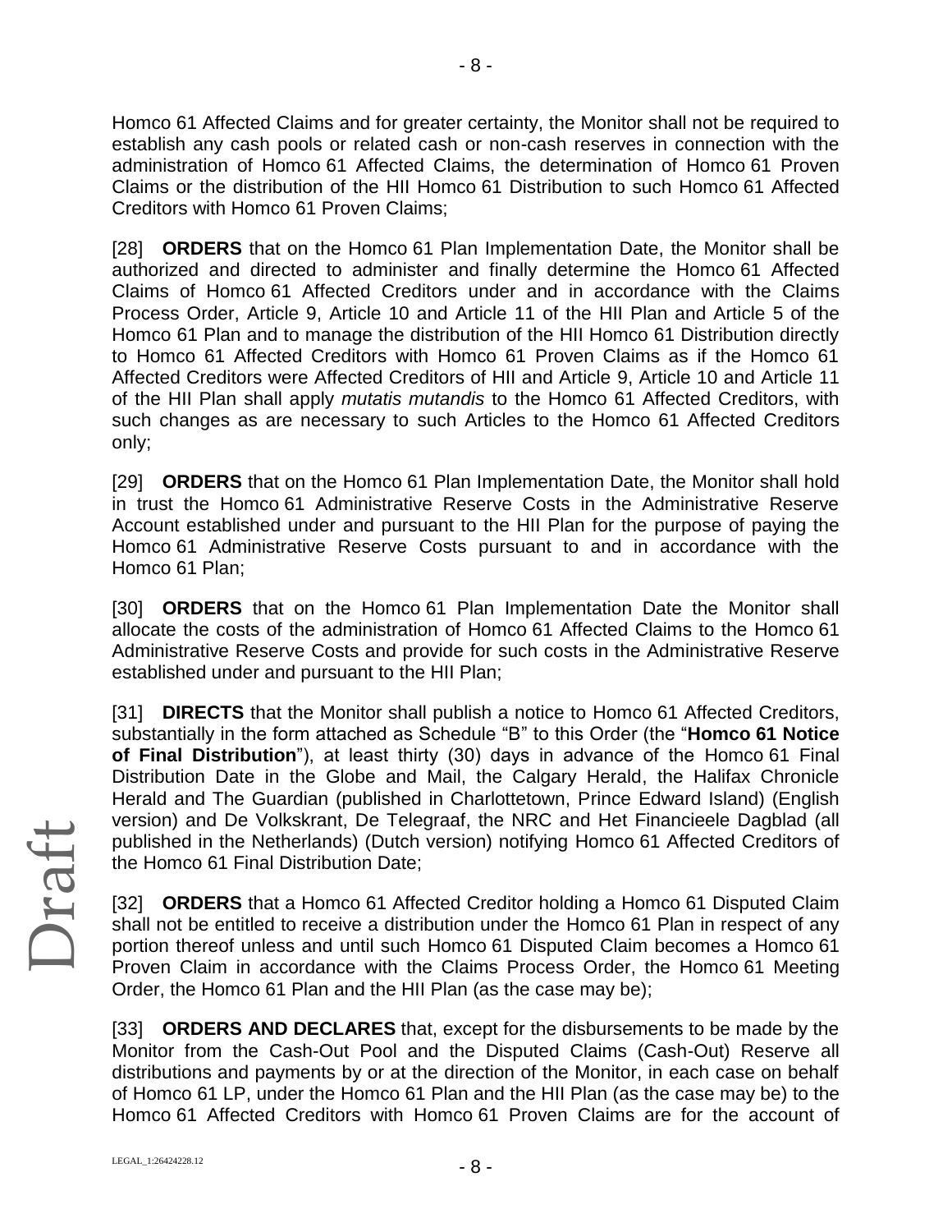Homco 61 Affected Claims and for greater certainty, the Monitor shall not be required to establish any cash pools or related cash or non-cash reserves in connection with the administration of Homco 61 Affected Claims, the determination of Homco 61 Proven Claims or the distribution of the HII Homco 61 Distribution to such Homco 61 Affected Creditors with Homco 61 Proven Claims;

[28] **ORDERS** that on the Homco 61 Plan Implementation Date, the Monitor shall be authorized and directed to administer and finally determine the Homco 61 Affected Claims of Homco 61 Affected Creditors under and in accordance with the Claims Process Order, Article 9, Article 10 and Article 11 of the HII Plan and Article 5 of the Homco 61 Plan and to manage the distribution of the HII Homco 61 Distribution directly to Homco 61 Affected Creditors with Homco 61 Proven Claims as if the Homco 61 Affected Creditors were Affected Creditors of HII and Article 9, Article 10 and Article 11 of the HII Plan shall apply *mutatis mutandis* to the Homco 61 Affected Creditors, with such changes as are necessary to such Articles to the Homco 61 Affected Creditors only;

[29] **ORDERS** that on the Homco 61 Plan Implementation Date, the Monitor shall hold in trust the Homco 61 Administrative Reserve Costs in the Administrative Reserve Account established under and pursuant to the HII Plan for the purpose of paying the Homco 61 Administrative Reserve Costs pursuant to and in accordance with the Homco 61 Plan;

[30] **ORDERS** that on the Homco 61 Plan Implementation Date the Monitor shall allocate the costs of the administration of Homco 61 Affected Claims to the Homco 61 Administrative Reserve Costs and provide for such costs in the Administrative Reserve established under and pursuant to the HII Plan;

[31] **DIRECTS** that the Monitor shall publish a notice to Homco 61 Affected Creditors, substantially in the form attached as Schedule "B" to this Order (the "**Homco 61 Notice of Final Distribution**"), at least thirty (30) days in advance of the Homco 61 Final Distribution Date in the Globe and Mail, the Calgary Herald, the Halifax Chronicle Herald and The Guardian (published in Charlottetown, Prince Edward Island) (English version) and De Volkskrant, De Telegraaf, the NRC and Het Financieele Dagblad (all published in the Netherlands) (Dutch version) notifying Homco 61 Affected Creditors of the Homco 61 Final Distribution Date;

[32] **ORDERS** that a Homco 61 Affected Creditor holding a Homco 61 Disputed Claim shall not be entitled to receive a distribution under the Homco 61 Plan in respect of any portion thereof unless and until such Homco 61 Disputed Claim becomes a Homco 61 Proven Claim in accordance with the Claims Process Order, the Homco 61 Meeting Order, the Homco 61 Plan and the HII Plan (as the case may be);

[33] **ORDERS AND DECLARES** that, except for the disbursements to be made by the Monitor from the Cash-Out Pool and the Disputed Claims (Cash-Out) Reserve all distributions and payments by or at the direction of the Monitor, in each case on behalf of Homco 61 LP, under the Homco 61 Plan and the HII Plan (as the case may be) to the Homco 61 Affected Creditors with Homco 61 Proven Claims are for the account of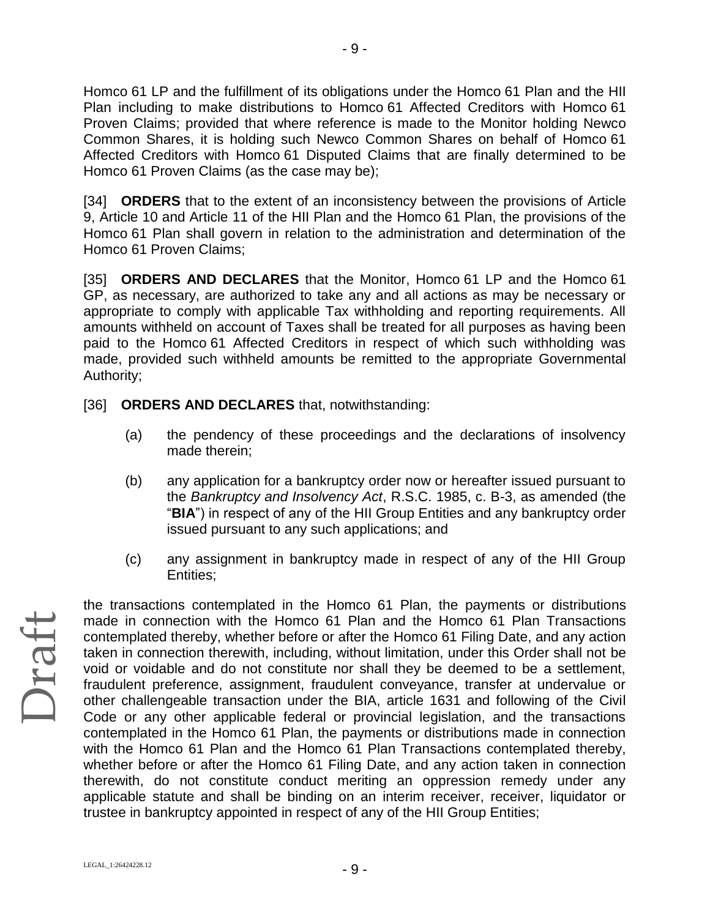Homco 61 LP and the fulfillment of its obligations under the Homco 61 Plan and the HII Plan including to make distributions to Homco 61 Affected Creditors with Homco 61 Proven Claims; provided that where reference is made to the Monitor holding Newco Common Shares, it is holding such Newco Common Shares on behalf of Homco 61 Affected Creditors with Homco 61 Disputed Claims that are finally determined to be Homco 61 Proven Claims (as the case may be);

[34] **ORDERS** that to the extent of an inconsistency between the provisions of Article 9, Article 10 and Article 11 of the HII Plan and the Homco 61 Plan, the provisions of the Homco 61 Plan shall govern in relation to the administration and determination of the Homco 61 Proven Claims;

[35] **ORDERS AND DECLARES** that the Monitor, Homco 61 LP and the Homco 61 GP, as necessary, are authorized to take any and all actions as may be necessary or appropriate to comply with applicable Tax withholding and reporting requirements. All amounts withheld on account of Taxes shall be treated for all purposes as having been paid to the Homco 61 Affected Creditors in respect of which such withholding was made, provided such withheld amounts be remitted to the appropriate Governmental Authority;

[36] **ORDERS AND DECLARES** that, notwithstanding:

(a) the pendency of these proceedings and the declarations of insolvency made therein;

(b) any application for a bankruptcy order now or hereafter issued pursuant to the *Bankruptcy and Insolvency Act*, R.S.C. 1985, c. B-3, as amended (the "**BIA**") in respect of any of the HII Group Entities and any bankruptcy order issued pursuant to any such applications; and

(c) any assignment in bankruptcy made in respect of any of the HII Group Entities;

the transactions contemplated in the Homco 61 Plan, the payments or distributions made in connection with the Homco 61 Plan and the Homco 61 Plan Transactions contemplated thereby, whether before or after the Homco 61 Filing Date, and any action taken in connection therewith, including, without limitation, under this Order shall not be void or voidable and do not constitute nor shall they be deemed to be a settlement, fraudulent preference, assignment, fraudulent conveyance, transfer at undervalue or other challengeable transaction under the BIA, article 1631 and following of the Civil Code or any other applicable federal or provincial legislation, and the transactions contemplated in the Homco 61 Plan, the payments or distributions made in connection with the Homco 61 Plan and the Homco 61 Plan Transactions contemplated thereby, whether before or after the Homco 61 Filing Date, and any action taken in connection therewith, do not constitute conduct meriting an oppression remedy under any applicable statute and shall be binding on an interim receiver, receiver, liquidator or trustee in bankruptcy appointed in respect of any of the HII Group Entities;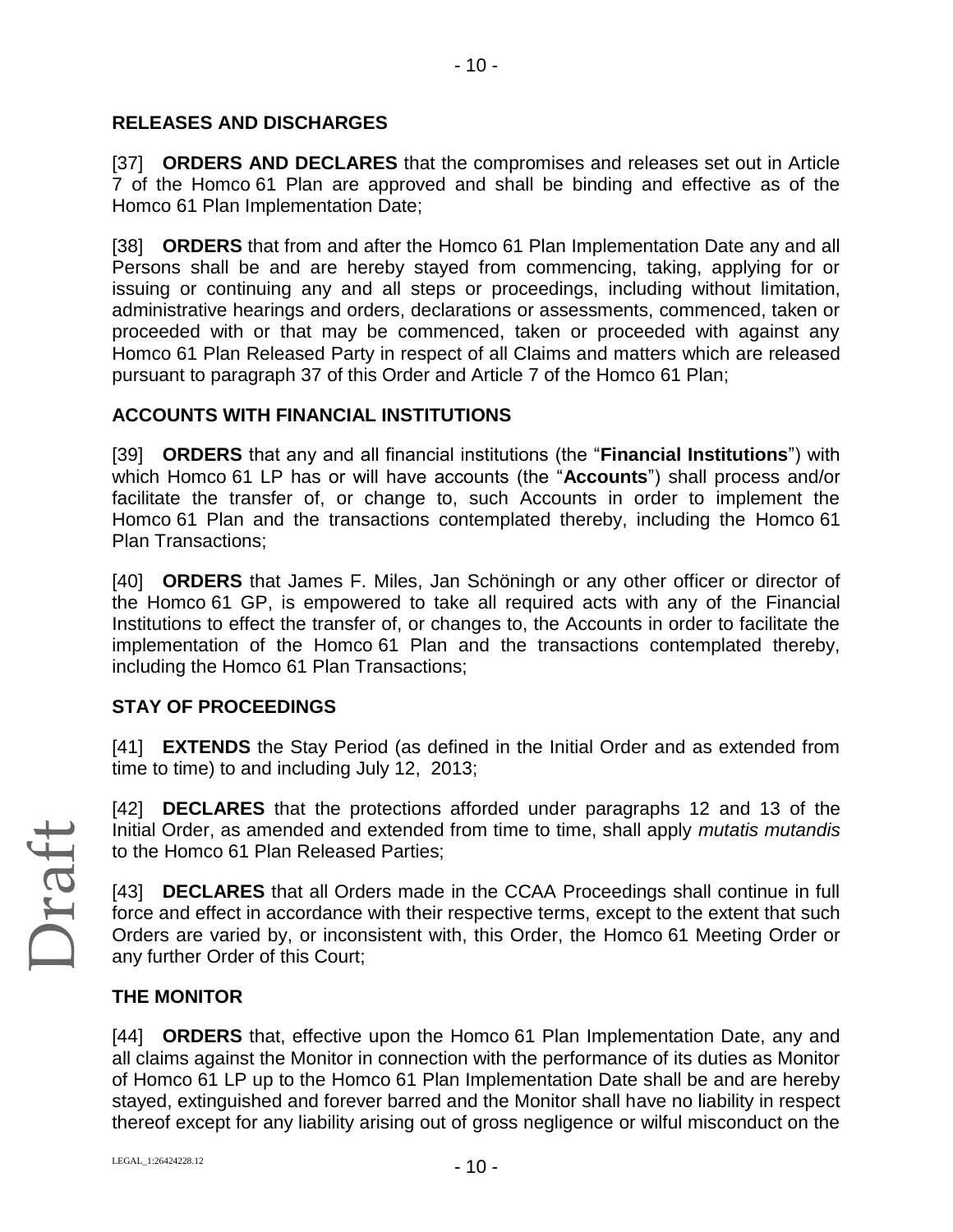## RELEASES AND DISCHARGES

[37] **ORDERS AND DECLARES** that the compromises and releases set out in Article 7 of the Homco 61 Plan are approved and shall be binding and effective as of the Homco 61 Plan Implementation Date;

[38] **ORDERS** that from and after the Homco 61 Plan Implementation Date any and all Persons shall be and are hereby stayed from commencing, taking, applying for or issuing or continuing any and all steps or proceedings, including without limitation, administrative hearings and orders, declarations or assessments, commenced, taken or proceeded with or that may be commenced, taken or proceeded with against any Homco 61 Plan Released Party in respect of all Claims and matters which are released pursuant to paragraph 37 of this Order and Article 7 of the Homco 61 Plan;

## ACCOUNTS WITH FINANCIAL INSTITUTIONS

[39] **ORDERS** that any and all financial institutions (the "**Financial Institutions**") with which Homco 61 LP has or will have accounts (the "**Accounts**") shall process and/or facilitate the transfer of, or change to, such Accounts in order to implement the Homco 61 Plan and the transactions contemplated thereby, including the Homco 61 Plan Transactions;

[40] **ORDERS** that James F. Miles, Jan Schöningh or any other officer or director of the Homco 61 GP, is empowered to take all required acts with any of the Financial Institutions to effect the transfer of, or changes to, the Accounts in order to facilitate the implementation of the Homco 61 Plan and the transactions contemplated thereby, including the Homco 61 Plan Transactions;

## STAY OF PROCEEDINGS

[41] **EXTENDS** the Stay Period (as defined in the Initial Order and as extended from time to time) to and including July 12, 2013;

[42] **DECLARES** that the protections afforded under paragraphs 12 and 13 of the Initial Order, as amended and extended from time to time, shall apply *mutatis mutandis* to the Homco 61 Plan Released Parties;

[43] **DECLARES** that all Orders made in the CCAA Proceedings shall continue in full force and effect in accordance with their respective terms, except to the extent that such Orders are varied by, or inconsistent with, this Order, the Homco 61 Meeting Order or any further Order of this Court;

## THE MONITOR

[44] **ORDERS** that, effective upon the Homco 61 Plan Implementation Date, any and all claims against the Monitor in connection with the performance of its duties as Monitor of Homco 61 LP up to the Homco 61 Plan Implementation Date shall be and are hereby stayed, extinguished and forever barred and the Monitor shall have no liability in respect thereof except for any liability arising out of gross negligence or wilful misconduct on the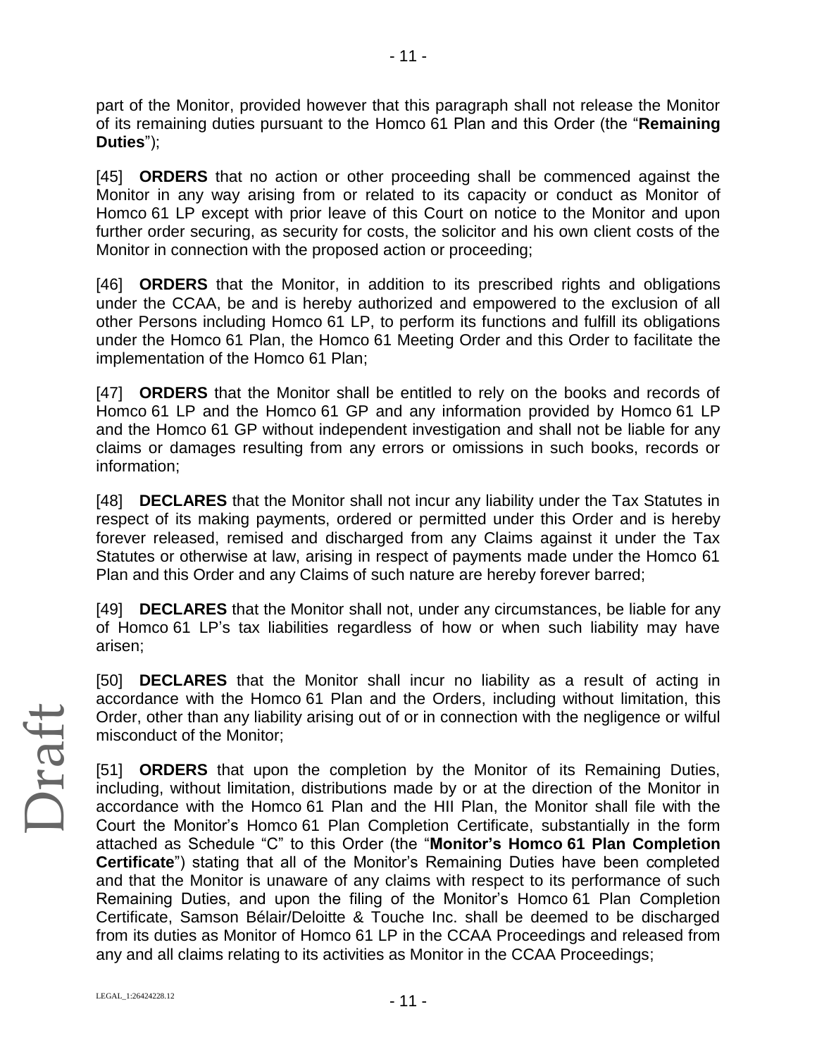part of the Monitor, provided however that this paragraph shall not release the Monitor of its remaining duties pursuant to the Homco 61 Plan and this Order (the "**Remaining Duties**");

[45] **ORDERS** that no action or other proceeding shall be commenced against the Monitor in any way arising from or related to its capacity or conduct as Monitor of Homco 61 LP except with prior leave of this Court on notice to the Monitor and upon further order securing, as security for costs, the solicitor and his own client costs of the Monitor in connection with the proposed action or proceeding;

[46] **ORDERS** that the Monitor, in addition to its prescribed rights and obligations under the CCAA, be and is hereby authorized and empowered to the exclusion of all other Persons including Homco 61 LP, to perform its functions and fulfill its obligations under the Homco 61 Plan, the Homco 61 Meeting Order and this Order to facilitate the implementation of the Homco 61 Plan;

[47] **ORDERS** that the Monitor shall be entitled to rely on the books and records of Homco 61 LP and the Homco 61 GP and any information provided by Homco 61 LP and the Homco 61 GP without independent investigation and shall not be liable for any claims or damages resulting from any errors or omissions in such books, records or information;

[48] **DECLARES** that the Monitor shall not incur any liability under the Tax Statutes in respect of its making payments, ordered or permitted under this Order and is hereby forever released, remised and discharged from any Claims against it under the Tax Statutes or otherwise at law, arising in respect of payments made under the Homco 61 Plan and this Order and any Claims of such nature are hereby forever barred;

[49] **DECLARES** that the Monitor shall not, under any circumstances, be liable for any of Homco 61 LP's tax liabilities regardless of how or when such liability may have arisen;

[50] **DECLARES** that the Monitor shall incur no liability as a result of acting in accordance with the Homco 61 Plan and the Orders, including without limitation, this Order, other than any liability arising out of or in connection with the negligence or wilful misconduct of the Monitor;

[51] **ORDERS** that upon the completion by the Monitor of its Remaining Duties, including, without limitation, distributions made by or at the direction of the Monitor in accordance with the Homco 61 Plan and the HII Plan, the Monitor shall file with the Court the Monitor's Homco 61 Plan Completion Certificate, substantially in the form attached as Schedule "C" to this Order (the "**Monitor's Homco 61 Plan Completion Certificate**") stating that all of the Monitor's Remaining Duties have been completed and that the Monitor is unaware of any claims with respect to its performance of such Remaining Duties, and upon the filing of the Monitor's Homco 61 Plan Completion Certificate, Samson Bélair/Deloitte & Touche Inc. shall be deemed to be discharged from its duties as Monitor of Homco 61 LP in the CCAA Proceedings and released from any and all claims relating to its activities as Monitor in the CCAA Proceedings;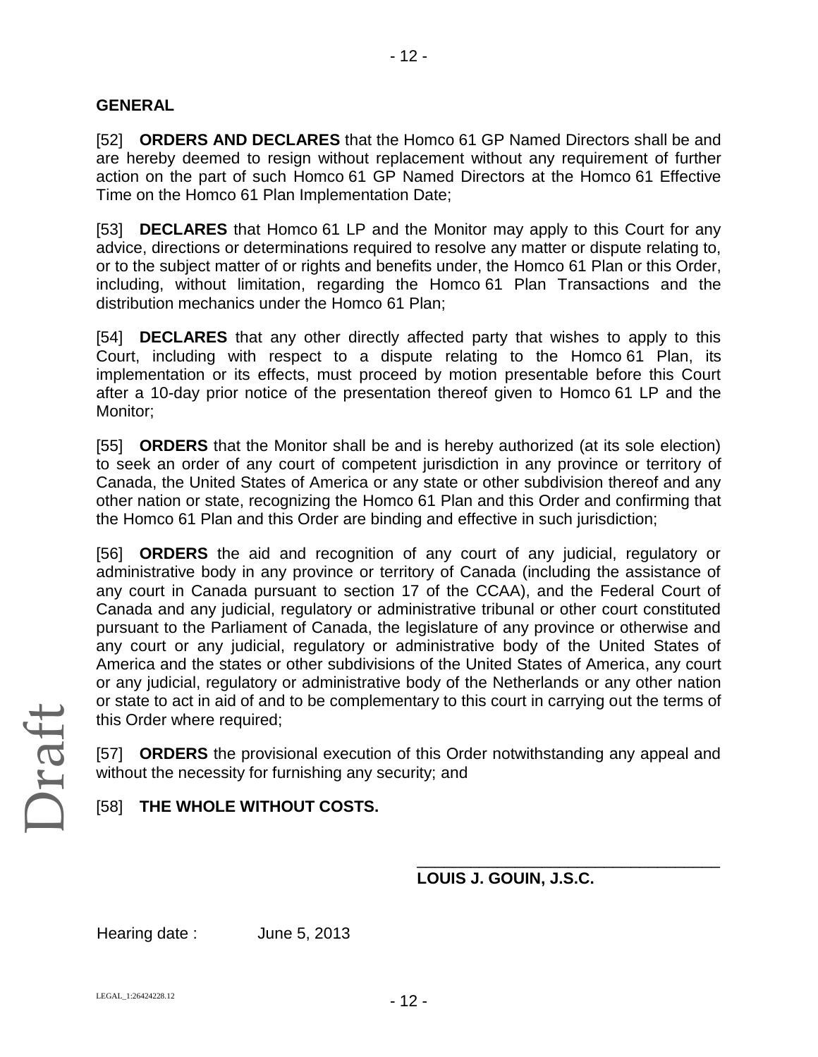## GENERAL

[52] **ORDERS AND DECLARES** that the Homco 61 GP Named Directors shall be and are hereby deemed to resign without replacement without any requirement of further action on the part of such Homco 61 GP Named Directors at the Homco 61 Effective Time on the Homco 61 Plan Implementation Date;

[53] **DECLARES** that Homco 61 LP and the Monitor may apply to this Court for any advice, directions or determinations required to resolve any matter or dispute relating to, or to the subject matter of or rights and benefits under, the Homco 61 Plan or this Order, including, without limitation, regarding the Homco 61 Plan Transactions and the distribution mechanics under the Homco 61 Plan;

[54] **DECLARES** that any other directly affected party that wishes to apply to this Court, including with respect to a dispute relating to the Homco 61 Plan, its implementation or its effects, must proceed by motion presentable before this Court after a 10-day prior notice of the presentation thereof given to Homco 61 LP and the Monitor;

[55] **ORDERS** that the Monitor shall be and is hereby authorized (at its sole election) to seek an order of any court of competent jurisdiction in any province or territory of Canada, the United States of America or any state or other subdivision thereof and any other nation or state, recognizing the Homco 61 Plan and this Order and confirming that the Homco 61 Plan and this Order are binding and effective in such jurisdiction;

[56] **ORDERS** the aid and recognition of any court of any judicial, regulatory or administrative body in any province or territory of Canada (including the assistance of any court in Canada pursuant to section 17 of the CCAA), and the Federal Court of Canada and any judicial, regulatory or administrative tribunal or other court constituted pursuant to the Parliament of Canada, the legislature of any province or otherwise and any court or any judicial, regulatory or administrative body of the United States of America and the states or other subdivisions of the United States of America, any court or any judicial, regulatory or administrative body of the Netherlands or any other nation or state to act in aid of and to be complementary to this court in carrying out the terms of this Order where required;

[57] **ORDERS** the provisional execution of this Order notwithstanding any appeal and without the necessity for furnishing any security; and

[58] **THE WHOLE WITHOUT COSTS.**

\_\_\_\_\_\_\_\_\_\_\_\_\_\_\_\_\_\_\_\_\_\_\_\_\_\_\_\_\_\_\_\_\_\_\_

**LOUIS J. GOUIN, J.S.C.**

Hearing date : June 5, 2013

Draft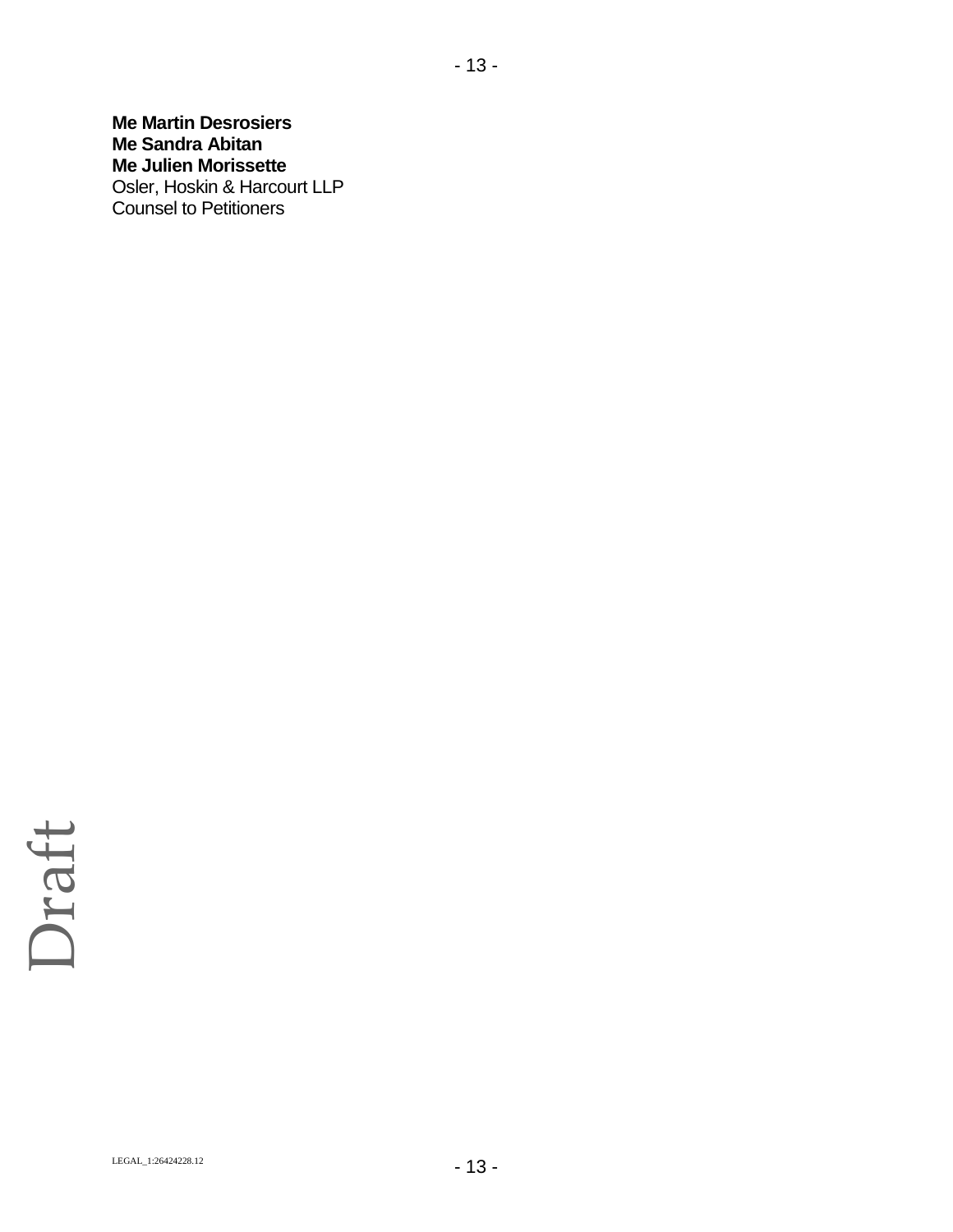**Me Martin Desrosiers**
**Me Sandra Abitan**
**Me Julien Morissette**
Osler, Hoskin & Harcourt LLP
Counsel to Petitioners

Draft

LEGAL_1:26424228.12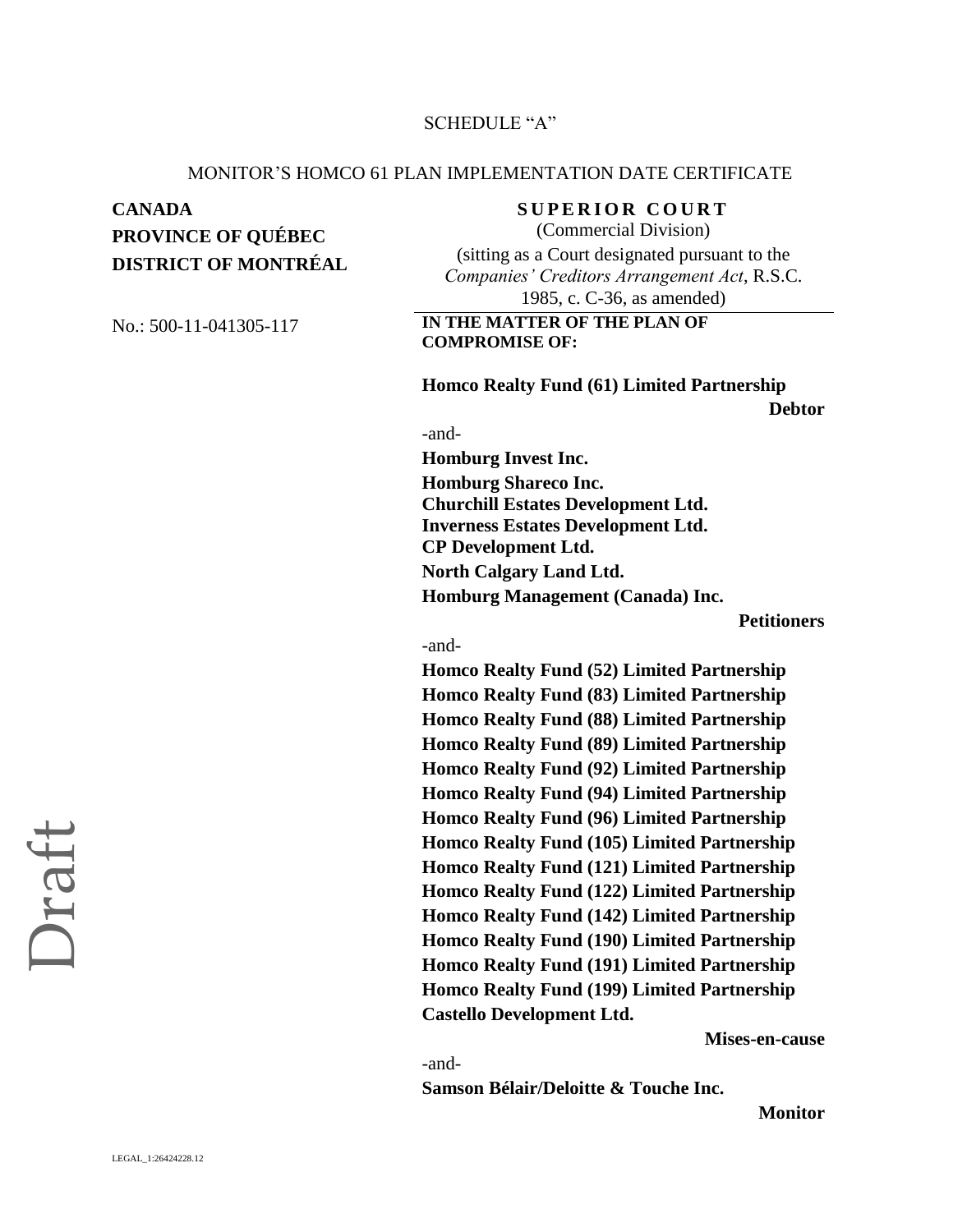SCHEDULE "A"

MONITOR'S HOMCO 61 PLAN IMPLEMENTATION DATE CERTIFICATE

**CANADA**
**PROVINCE OF QUÉBEC**
**DISTRICT OF MONTRÉAL**

No.: 500-11-041305-117

**SUPERIOR COURT**
(Commercial Division)
(sitting as a Court designated pursuant to the *Companies' Creditors Arrangement Act*, R.S.C. 1985, c. C-36, as amended)

**IN THE MATTER OF THE PLAN OF COMPROMISE OF:**

**Homco Realty Fund (61) Limited Partnership**

**Debtor**

-and-

**Homburg Invest Inc.**
**Homburg Shareco Inc.**
**Churchill Estates Development Ltd.**
**Inverness Estates Development Ltd.**
**CP Development Ltd.**
**North Calgary Land Ltd.**
**Homburg Management (Canada) Inc.**

**Petitioners**

-and-

**Homco Realty Fund (52) Limited Partnership**
**Homco Realty Fund (83) Limited Partnership**
**Homco Realty Fund (88) Limited Partnership**
**Homco Realty Fund (89) Limited Partnership**
**Homco Realty Fund (92) Limited Partnership**
**Homco Realty Fund (94) Limited Partnership**
**Homco Realty Fund (96) Limited Partnership**
**Homco Realty Fund (105) Limited Partnership**
**Homco Realty Fund (121) Limited Partnership**
**Homco Realty Fund (122) Limited Partnership**
**Homco Realty Fund (142) Limited Partnership**
**Homco Realty Fund (190) Limited Partnership**
**Homco Realty Fund (191) Limited Partnership**
**Homco Realty Fund (199) Limited Partnership**
**Castello Development Ltd.**

**Mises-en-cause**

-and-

**Samson Bélair/Deloitte & Touche Inc.**

**Monitor**

Draft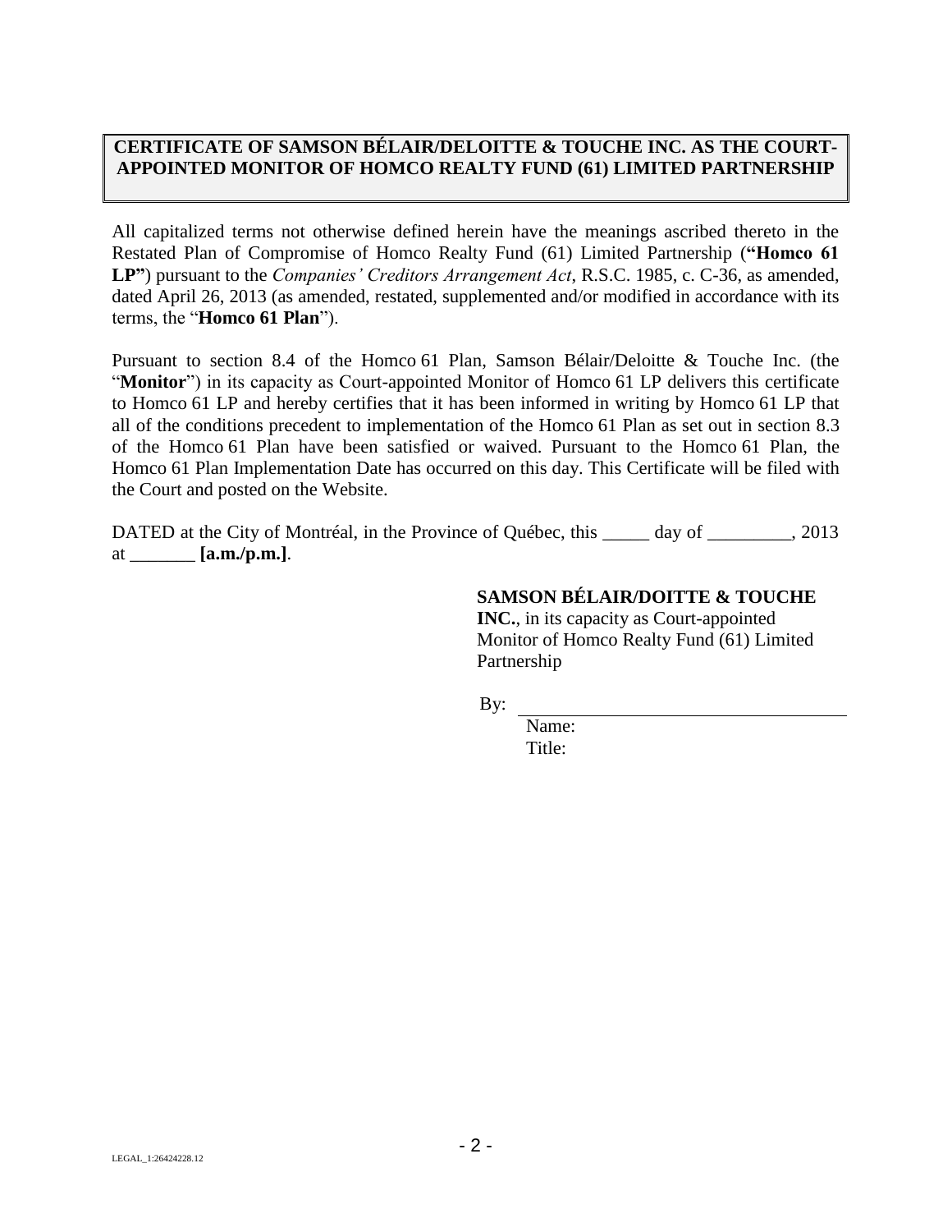**CERTIFICATE OF SAMSON BÉLAIR/DELOITTE & TOUCHE INC. AS THE COURT-APPOINTED MONITOR OF HOMCO REALTY FUND (61) LIMITED PARTNERSHIP**

All capitalized terms not otherwise defined herein have the meanings ascribed thereto in the Restated Plan of Compromise of Homco Realty Fund (61) Limited Partnership (**"Homco 61 LP"**) pursuant to the *Companies' Creditors Arrangement Act*, R.S.C. 1985, c. C-36, as amended, dated April 26, 2013 (as amended, restated, supplemented and/or modified in accordance with its terms, the "**Homco 61 Plan**").

Pursuant to section 8.4 of the Homco 61 Plan, Samson Bélair/Deloitte & Touche Inc. (the "**Monitor**") in its capacity as Court-appointed Monitor of Homco 61 LP delivers this certificate to Homco 61 LP and hereby certifies that it has been informed in writing by Homco 61 LP that all of the conditions precedent to implementation of the Homco 61 Plan as set out in section 8.3 of the Homco 61 Plan have been satisfied or waived. Pursuant to the Homco 61 Plan, the Homco 61 Plan Implementation Date has occurred on this day. This Certificate will be filed with the Court and posted on the Website.

DATED at the City of Montréal, in the Province of Québec, this _____ day of _________, 2013 at _______ **[a.m./p.m.]**.

**SAMSON BÉLAIR/DOITTE & TOUCHE INC.**, in its capacity as Court-appointed Monitor of Homco Realty Fund (61) Limited Partnership

By: ___________________________________

Name:

Title:

LEGAL_1:26424228.12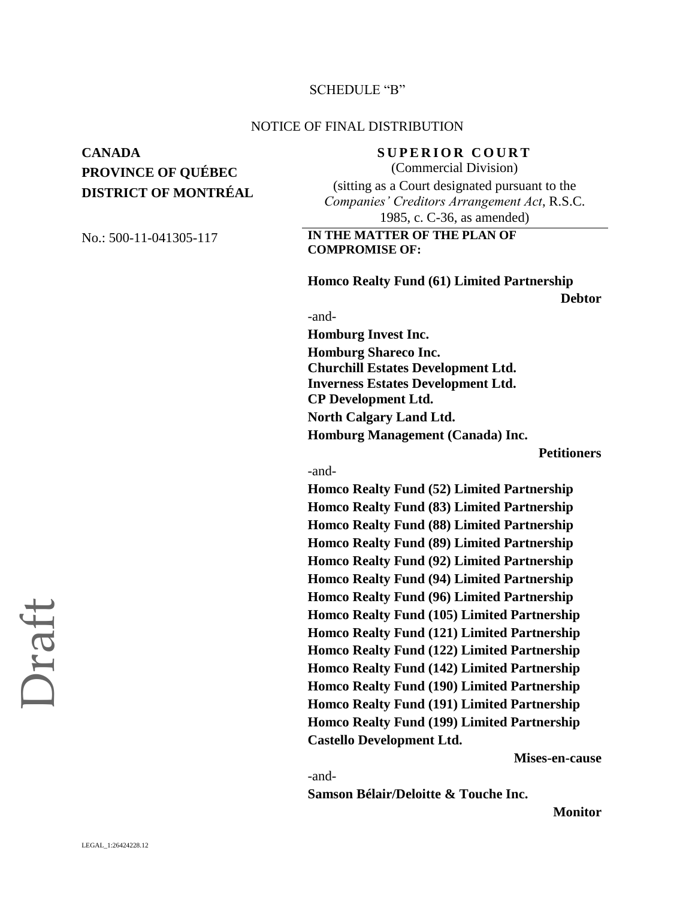SCHEDULE "B"

NOTICE OF FINAL DISTRIBUTION

**CANADA**
**PROVINCE OF QUÉBEC**
**DISTRICT OF MONTRÉAL**

No.: 500-11-041305-117

**SUPERIOR COURT**
(Commercial Division)
(sitting as a Court designated pursuant to the *Companies' Creditors Arrangement Act*, R.S.C. 1985, c. C-36, as amended)

**IN THE MATTER OF THE PLAN OF COMPROMISE OF:**

**Homco Realty Fund (61) Limited Partnership**

**Debtor**

-and-

**Homburg Invest Inc.**
**Homburg Shareco Inc.**
**Churchill Estates Development Ltd.**
**Inverness Estates Development Ltd.**
**CP Development Ltd.**
**North Calgary Land Ltd.**
**Homburg Management (Canada) Inc.**

**Petitioners**

-and-

**Homco Realty Fund (52) Limited Partnership**
**Homco Realty Fund (83) Limited Partnership**
**Homco Realty Fund (88) Limited Partnership**
**Homco Realty Fund (89) Limited Partnership**
**Homco Realty Fund (92) Limited Partnership**
**Homco Realty Fund (94) Limited Partnership**
**Homco Realty Fund (96) Limited Partnership**
**Homco Realty Fund (105) Limited Partnership**
**Homco Realty Fund (121) Limited Partnership**
**Homco Realty Fund (122) Limited Partnership**
**Homco Realty Fund (142) Limited Partnership**
**Homco Realty Fund (190) Limited Partnership**
**Homco Realty Fund (191) Limited Partnership**
**Homco Realty Fund (199) Limited Partnership**
**Castello Development Ltd.**

**Mises-en-cause**

-and-

**Samson Bélair/Deloitte & Touche Inc.**

**Monitor**

Draft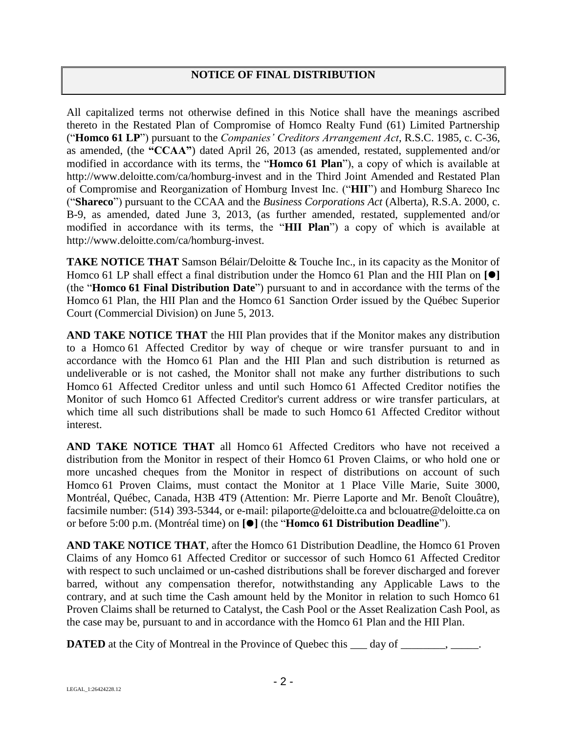## NOTICE OF FINAL DISTRIBUTION

All capitalized terms not otherwise defined in this Notice shall have the meanings ascribed thereto in the Restated Plan of Compromise of Homco Realty Fund (61) Limited Partnership ("**Homco 61 LP**") pursuant to the *Companies' Creditors Arrangement Act*, R.S.C. 1985, c. C-36, as amended, (the **"CCAA"**) dated April 26, 2013 (as amended, restated, supplemented and/or modified in accordance with its terms, the "**Homco 61 Plan**"), a copy of which is available at http://www.deloitte.com/ca/homburg-invest and in the Third Joint Amended and Restated Plan of Compromise and Reorganization of Homburg Invest Inc. ("**HII**") and Homburg Shareco Inc ("**Shareco**") pursuant to the CCAA and the *Business Corporations Act* (Alberta), R.S.A. 2000, c. B-9, as amended, dated June 3, 2013, (as further amended, restated, supplemented and/or modified in accordance with its terms, the "**HII Plan**") a copy of which is available at http://www.deloitte.com/ca/homburg-invest.

**TAKE NOTICE THAT** Samson Bélair/Deloitte & Touche Inc., in its capacity as the Monitor of Homco 61 LP shall effect a final distribution under the Homco 61 Plan and the HII Plan on **[●]** (the "**Homco 61 Final Distribution Date**") pursuant to and in accordance with the terms of the Homco 61 Plan, the HII Plan and the Homco 61 Sanction Order issued by the Québec Superior Court (Commercial Division) on June 5, 2013.

**AND TAKE NOTICE THAT** the HII Plan provides that if the Monitor makes any distribution to a Homco 61 Affected Creditor by way of cheque or wire transfer pursuant to and in accordance with the Homco 61 Plan and the HII Plan and such distribution is returned as undeliverable or is not cashed, the Monitor shall not make any further distributions to such Homco 61 Affected Creditor unless and until such Homco 61 Affected Creditor notifies the Monitor of such Homco 61 Affected Creditor's current address or wire transfer particulars, at which time all such distributions shall be made to such Homco 61 Affected Creditor without interest.

**AND TAKE NOTICE THAT** all Homco 61 Affected Creditors who have not received a distribution from the Monitor in respect of their Homco 61 Proven Claims, or who hold one or more uncashed cheques from the Monitor in respect of distributions on account of such Homco 61 Proven Claims, must contact the Monitor at 1 Place Ville Marie, Suite 3000, Montréal, Québec, Canada, H3B 4T9 (Attention: Mr. Pierre Laporte and Mr. Benoît Clouâtre), facsimile number: (514) 393-5344, or e-mail: pilaporte@deloitte.ca and bclouatre@deloitte.ca on or before 5:00 p.m. (Montréal time) on **[●]** (the "**Homco 61 Distribution Deadline**").

**AND TAKE NOTICE THAT**, after the Homco 61 Distribution Deadline, the Homco 61 Proven Claims of any Homco 61 Affected Creditor or successor of such Homco 61 Affected Creditor with respect to such unclaimed or un-cashed distributions shall be forever discharged and forever barred, without any compensation therefor, notwithstanding any Applicable Laws to the contrary, and at such time the Cash amount held by the Monitor in relation to such Homco 61 Proven Claims shall be returned to Catalyst, the Cash Pool or the Asset Realization Cash Pool, as the case may be, pursuant to and in accordance with the Homco 61 Plan and the HII Plan.

**DATED** at the City of Montreal in the Province of Quebec this ___ day of ________, _____.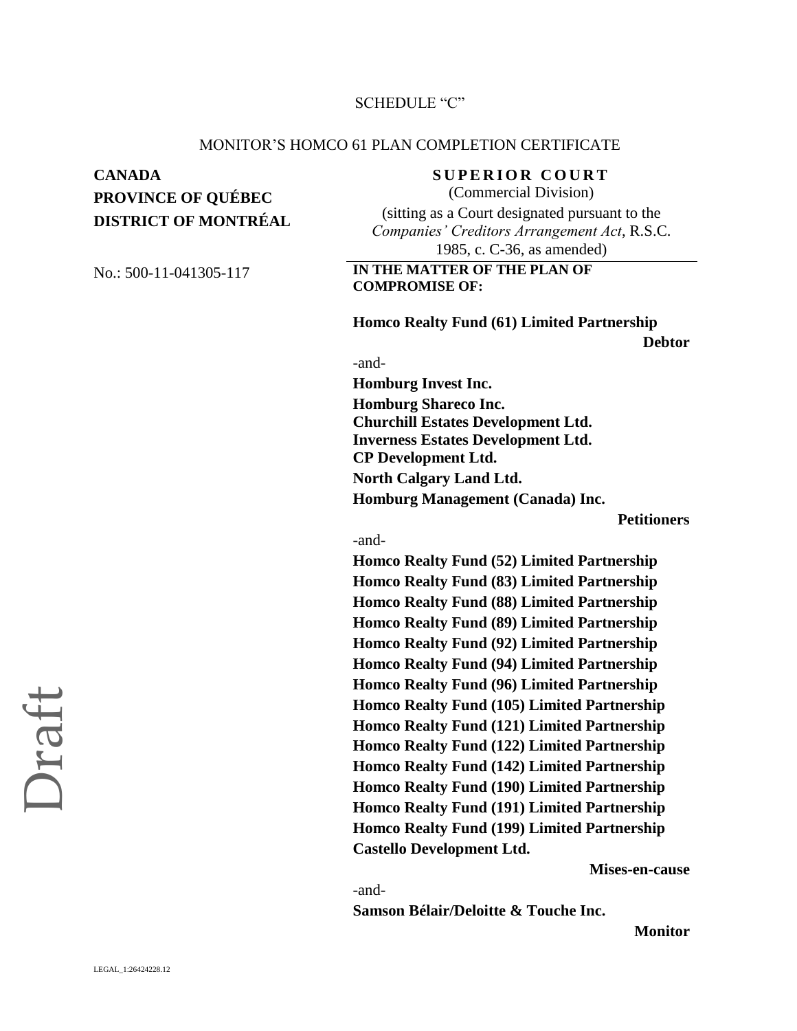SCHEDULE "C"

MONITOR'S HOMCO 61 PLAN COMPLETION CERTIFICATE

**CANADA**
**PROVINCE OF QUÉBEC**
**DISTRICT OF MONTRÉAL**

No.: 500-11-041305-117

**SUPERIOR COURT**
(Commercial Division)
(sitting as a Court designated pursuant to the *Companies' Creditors Arrangement Act*, R.S.C. 1985, c. C-36, as amended)

**IN THE MATTER OF THE PLAN OF COMPROMISE OF:**

**Homco Realty Fund (61) Limited Partnership**

**Debtor**

-and-

**Homburg Invest Inc.**
**Homburg Shareco Inc.**
**Churchill Estates Development Ltd.**
**Inverness Estates Development Ltd.**
**CP Development Ltd.**
**North Calgary Land Ltd.**
**Homburg Management (Canada) Inc.**

**Petitioners**

-and-

**Homco Realty Fund (52) Limited Partnership**
**Homco Realty Fund (83) Limited Partnership**
**Homco Realty Fund (88) Limited Partnership**
**Homco Realty Fund (89) Limited Partnership**
**Homco Realty Fund (92) Limited Partnership**
**Homco Realty Fund (94) Limited Partnership**
**Homco Realty Fund (96) Limited Partnership**
**Homco Realty Fund (105) Limited Partnership**
**Homco Realty Fund (121) Limited Partnership**
**Homco Realty Fund (122) Limited Partnership**
**Homco Realty Fund (142) Limited Partnership**
**Homco Realty Fund (190) Limited Partnership**
**Homco Realty Fund (191) Limited Partnership**
**Homco Realty Fund (199) Limited Partnership**
**Castello Development Ltd.**

**Mises-en-cause**

-and-

**Samson Bélair/Deloitte & Touche Inc.**

**Monitor**

Draft

LEGAL_1:26424228.12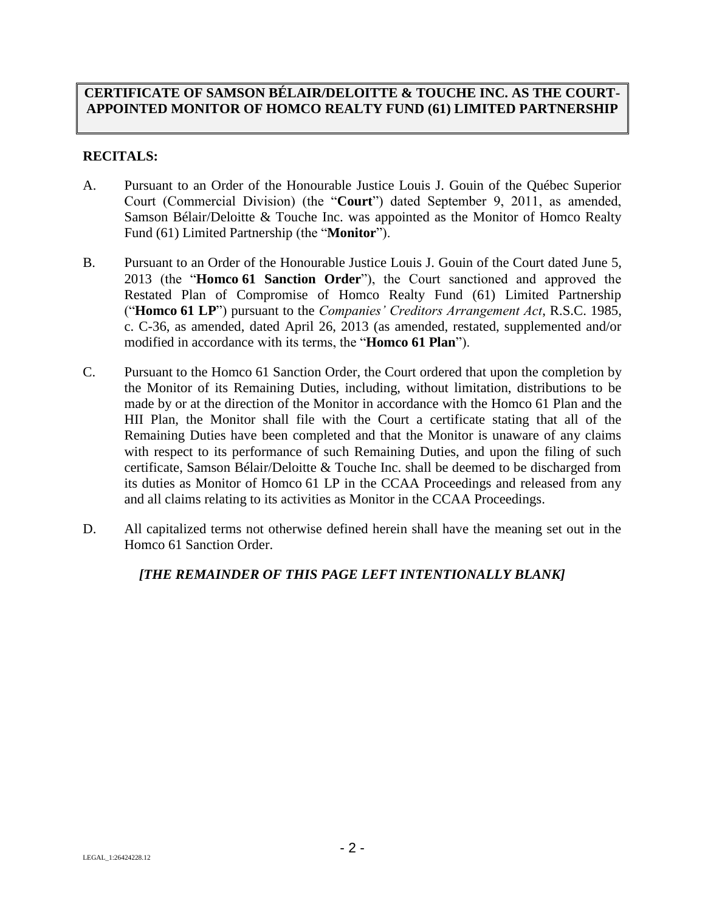**CERTIFICATE OF SAMSON BÉLAIR/DELOITTE & TOUCHE INC. AS THE COURT-APPOINTED MONITOR OF HOMCO REALTY FUND (61) LIMITED PARTNERSHIP**

**RECITALS:**

A. Pursuant to an Order of the Honourable Justice Louis J. Gouin of the Québec Superior Court (Commercial Division) (the "**Court**") dated September 9, 2011, as amended, Samson Bélair/Deloitte & Touche Inc. was appointed as the Monitor of Homco Realty Fund (61) Limited Partnership (the "**Monitor**").

B. Pursuant to an Order of the Honourable Justice Louis J. Gouin of the Court dated June 5, 2013 (the "**Homco 61 Sanction Order**"), the Court sanctioned and approved the Restated Plan of Compromise of Homco Realty Fund (61) Limited Partnership ("**Homco 61 LP**") pursuant to the *Companies' Creditors Arrangement Act*, R.S.C. 1985, c. C-36, as amended, dated April 26, 2013 (as amended, restated, supplemented and/or modified in accordance with its terms, the "**Homco 61 Plan**").

C. Pursuant to the Homco 61 Sanction Order, the Court ordered that upon the completion by the Monitor of its Remaining Duties, including, without limitation, distributions to be made by or at the direction of the Monitor in accordance with the Homco 61 Plan and the HII Plan, the Monitor shall file with the Court a certificate stating that all of the Remaining Duties have been completed and that the Monitor is unaware of any claims with respect to its performance of such Remaining Duties, and upon the filing of such certificate, Samson Bélair/Deloitte & Touche Inc. shall be deemed to be discharged from its duties as Monitor of Homco 61 LP in the CCAA Proceedings and released from any and all claims relating to its activities as Monitor in the CCAA Proceedings.

D. All capitalized terms not otherwise defined herein shall have the meaning set out in the Homco 61 Sanction Order.

***[THE REMAINDER OF THIS PAGE LEFT INTENTIONALLY BLANK]***

LEGAL_1:26424228.12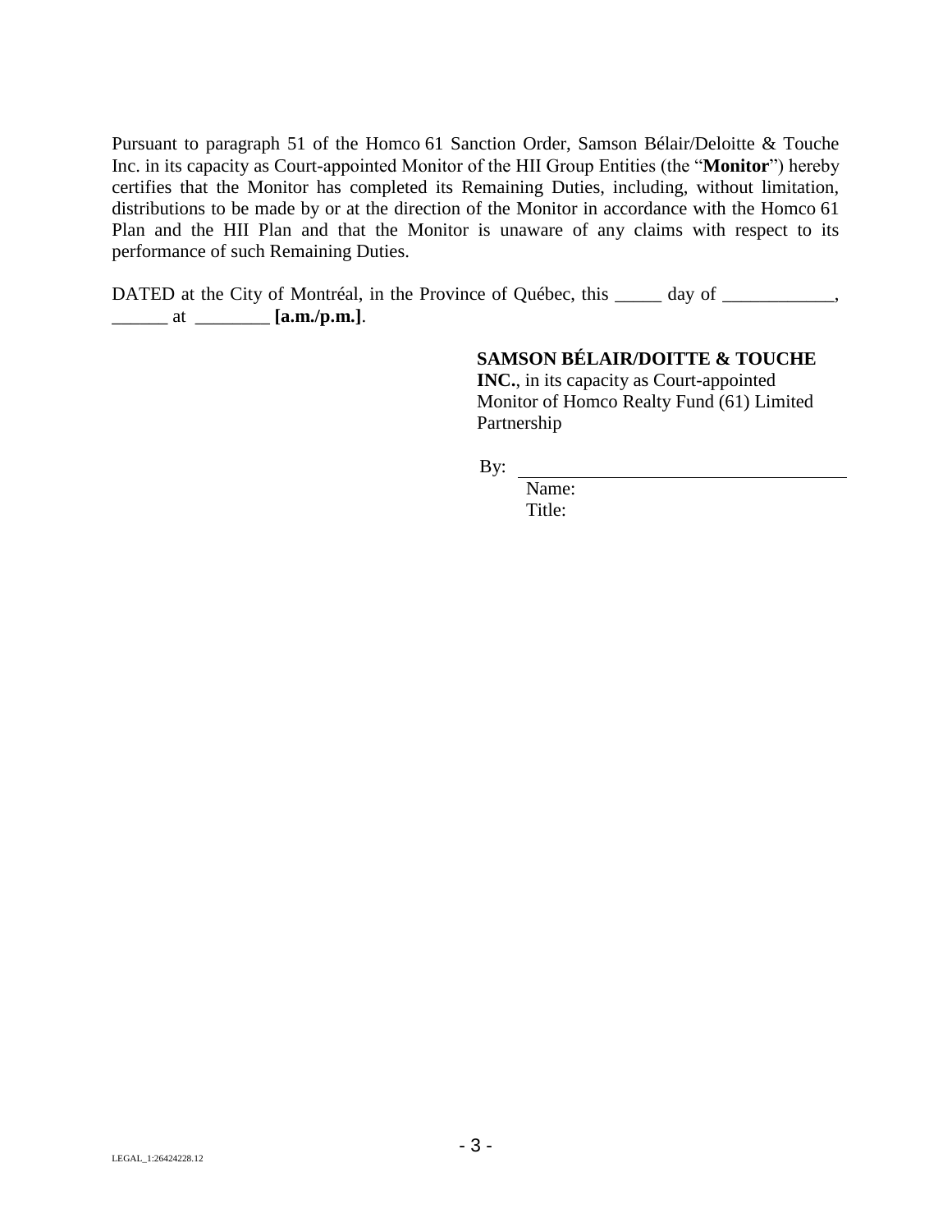Pursuant to paragraph 51 of the Homco 61 Sanction Order, Samson Bélair/Deloitte & Touche Inc. in its capacity as Court-appointed Monitor of the HII Group Entities (the "**Monitor**") hereby certifies that the Monitor has completed its Remaining Duties, including, without limitation, distributions to be made by or at the direction of the Monitor in accordance with the Homco 61 Plan and the HII Plan and that the Monitor is unaware of any claims with respect to its performance of such Remaining Duties.

DATED at the City of Montréal, in the Province of Québec, this _____ day of ____________, ______ at ________ **[a.m./p.m.]**.

**SAMSON BÉLAIR/DOITTE & TOUCHE INC.**, in its capacity as Court-appointed Monitor of Homco Realty Fund (61) Limited Partnership

By: ____________________________________

Name:

Title: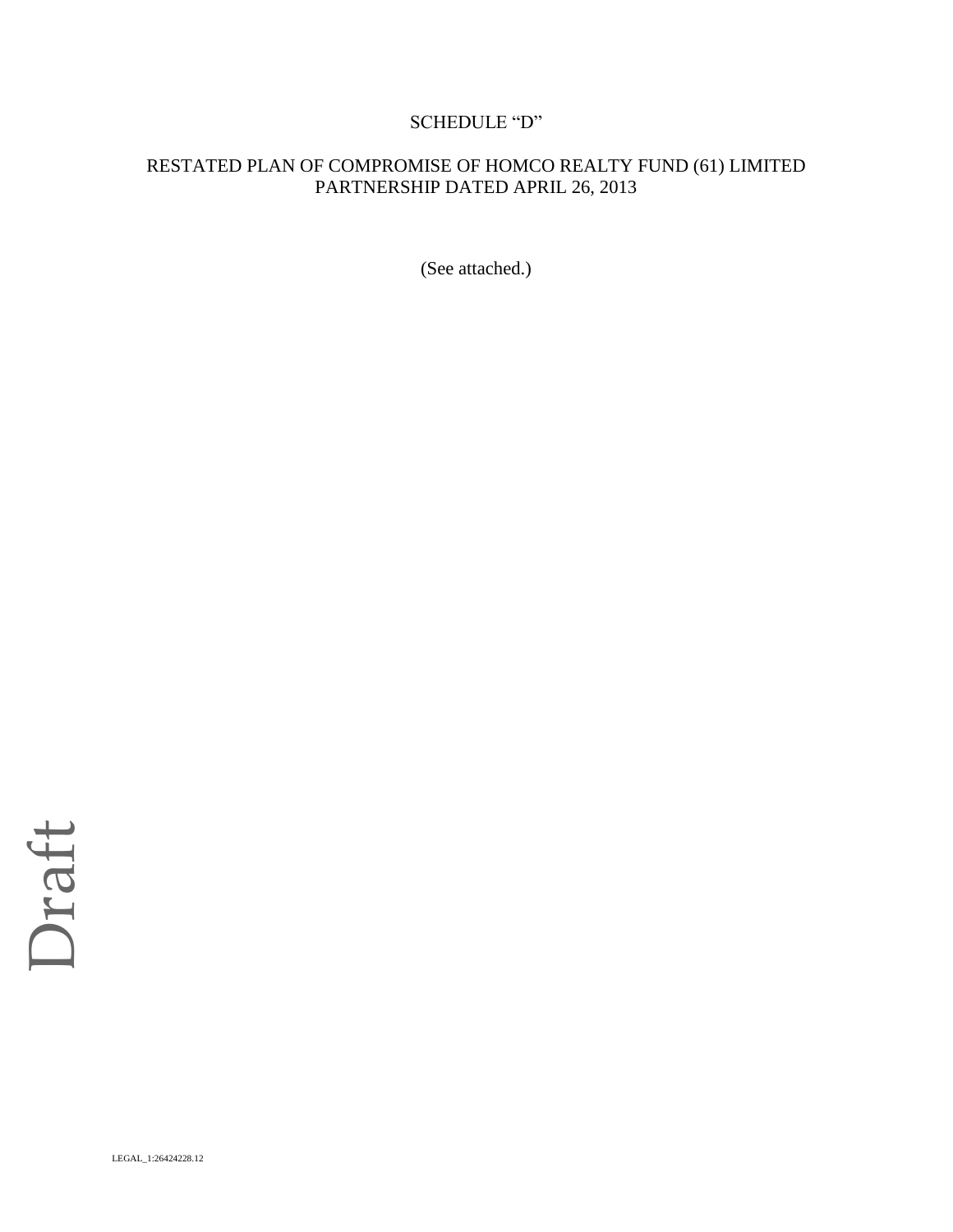SCHEDULE “D”

RESTATED PLAN OF COMPROMISE OF HOMCO REALTY FUND (61) LIMITED PARTNERSHIP DATED APRIL 26, 2013

(See attached.)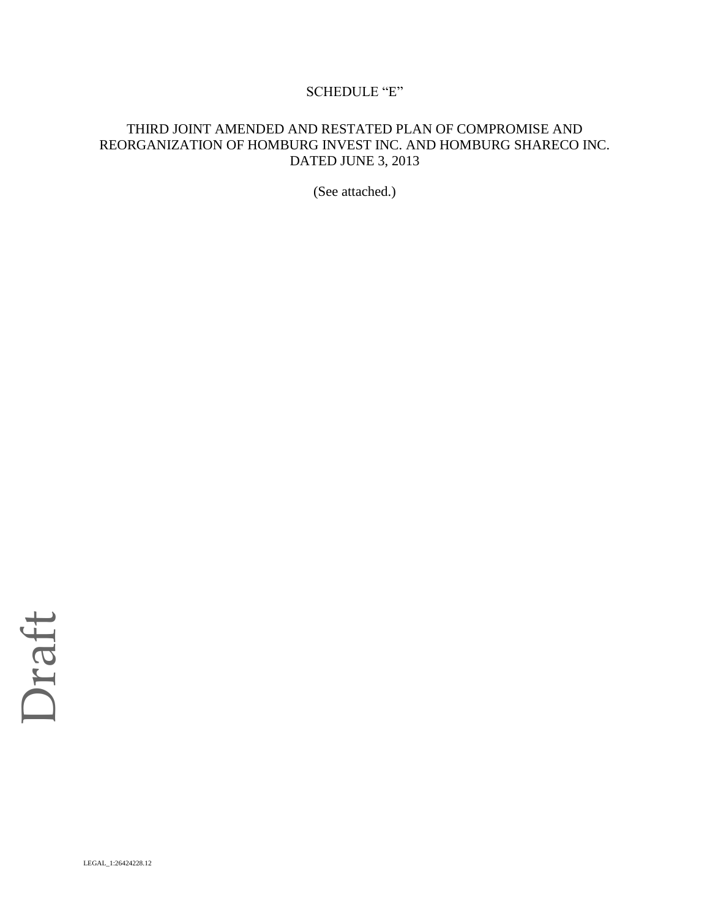SCHEDULE "E"

THIRD JOINT AMENDED AND RESTATED PLAN OF COMPROMISE AND REORGANIZATION OF HOMBURG INVEST INC. AND HOMBURG SHARECO INC. DATED JUNE 3, 2013

(See attached.)

Draft

LEGAL_1:26424228.12